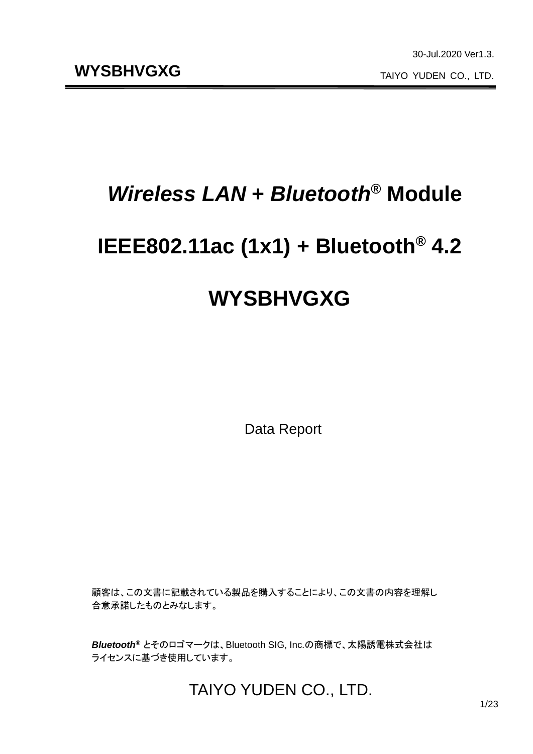30-Jul.2020 Ver1.3.

**WYSBHVGXG**

TAIYO YUDEN CO., LTD.

# *Wireless LAN* + *Bluetooth*® Module

# IEEE802.11ac (1x1) + Bluetooth® 4.2

# WYSBHVGXG

Data Report

顧客は、この文書に記載されている製品を購入することにより、この文書の内容を理解し合意承諾したものとみなします。

***Bluetooth***® とそのロゴマークは、Bluetooth SIG, Inc.の商標で、太陽誘電株式会社はライセンスに基づき使用しています。

TAIYO YUDEN CO., LTD.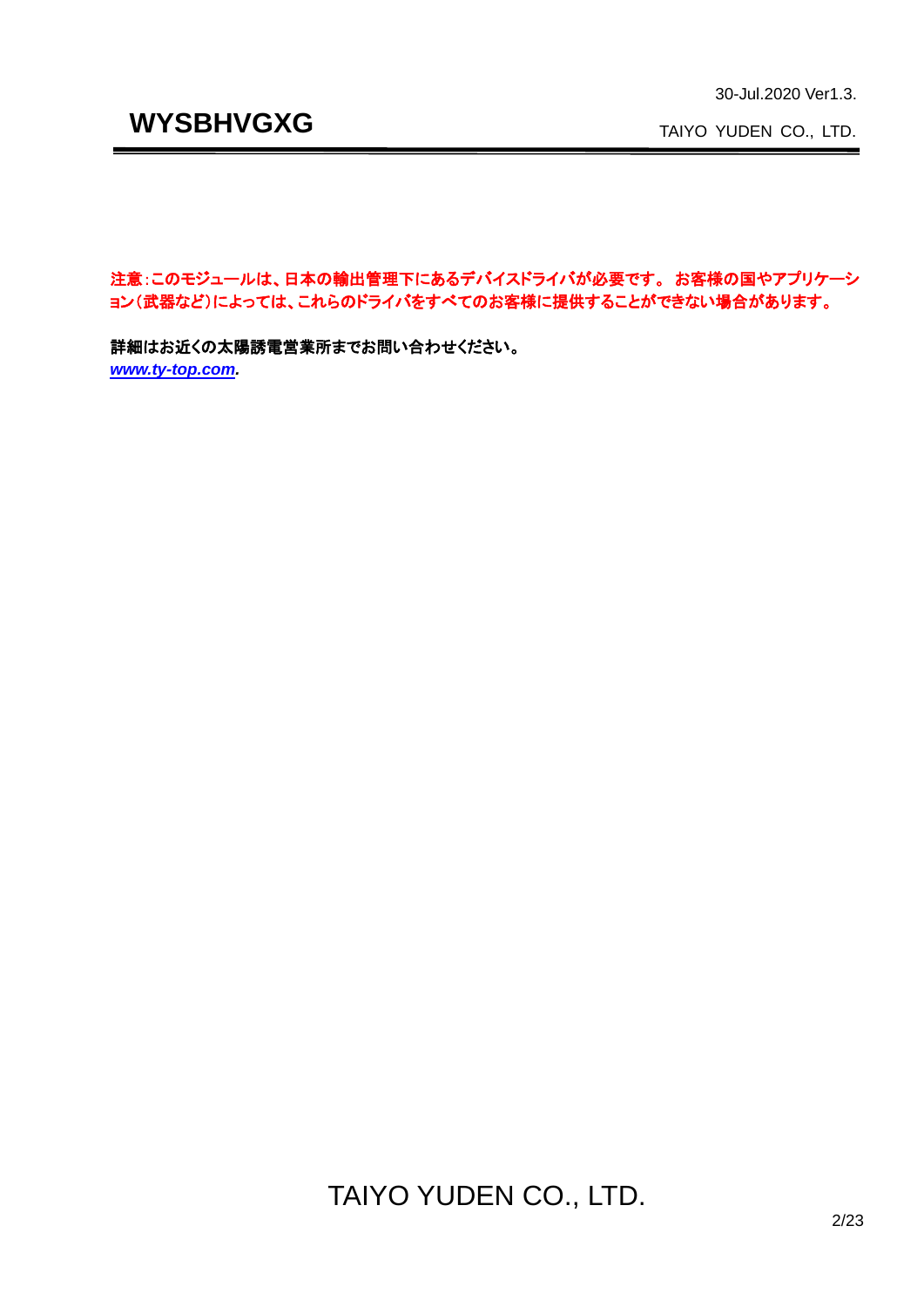**注意：このモジュールは、日本の輸出管理下にあるデバイスドライバが必要です。 お客様の国やアプリケーション（武器など）によっては、これらのドライバをすべてのお客様に提供することができない場合があります。**

**詳細はお近くの太陽誘電営業所までお問い合わせください。**
***www.ty-top.com.***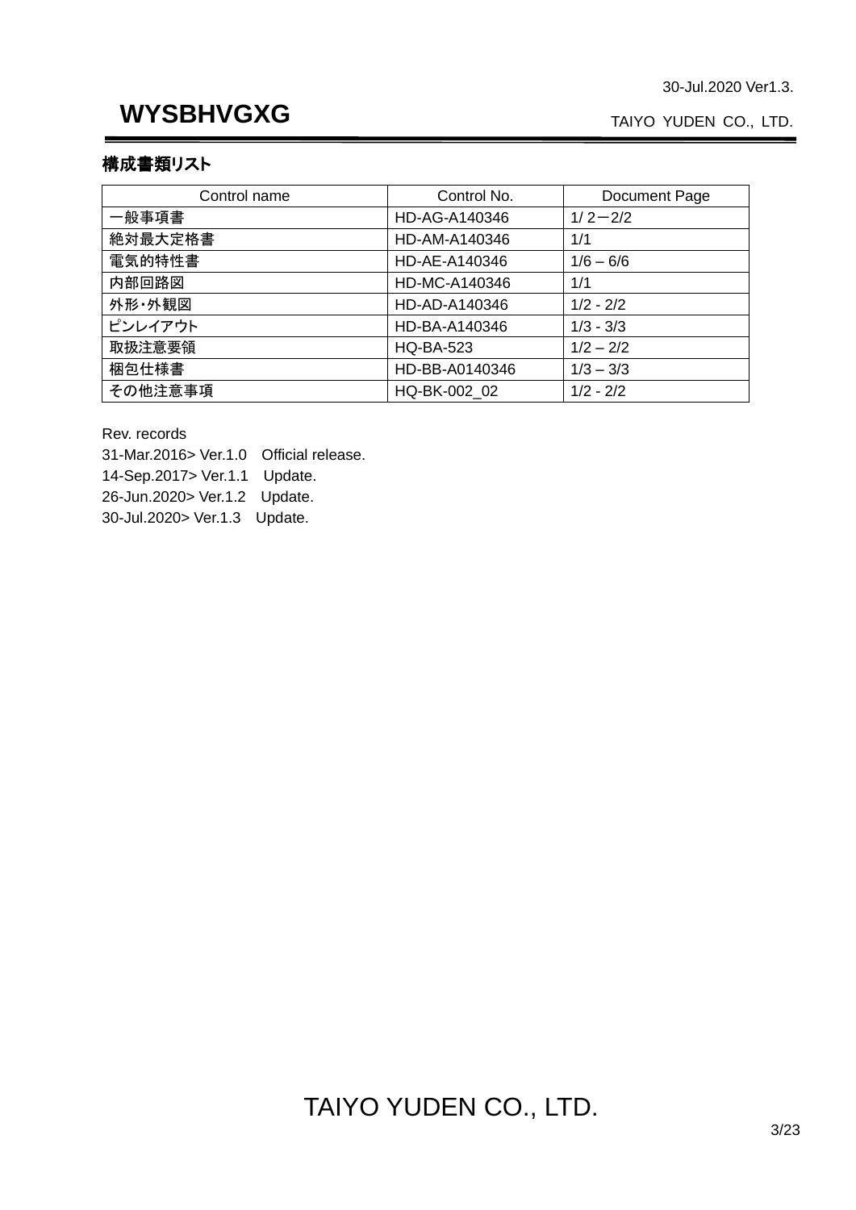30-Jul.2020 Ver1.3.

# WYSBHVGXG

TAIYO YUDEN CO., LTD.

## 構成書類リスト

| Control name | Control No. | Document Page |
|---|---|---|
| 一般事項書 | HD-AG-A140346 | 1/ 2－2/2 |
| 絶対最大定格書 | HD-AM-A140346 | 1/1 |
| 電気的特性書 | HD-AE-A140346 | 1/6 – 6/6 |
| 内部回路図 | HD-MC-A140346 | 1/1 |
| 外形・外観図 | HD-AD-A140346 | 1/2 - 2/2 |
| ピンレイアウト | HD-BA-A140346 | 1/3 - 3/3 |
| 取扱注意要領 | HQ-BA-523 | 1/2 – 2/2 |
| 梱包仕様書 | HD-BB-A0140346 | 1/3 – 3/3 |
| その他注意事項 | HQ-BK-002_02 | 1/2 - 2/2 |

Rev. records
31-Mar.2016> Ver.1.0　Official release.
14-Sep.2017> Ver.1.1　Update.
26-Jun.2020> Ver.1.2　Update.
30-Jul.2020> Ver.1.3　Update.

TAIYO YUDEN CO., LTD.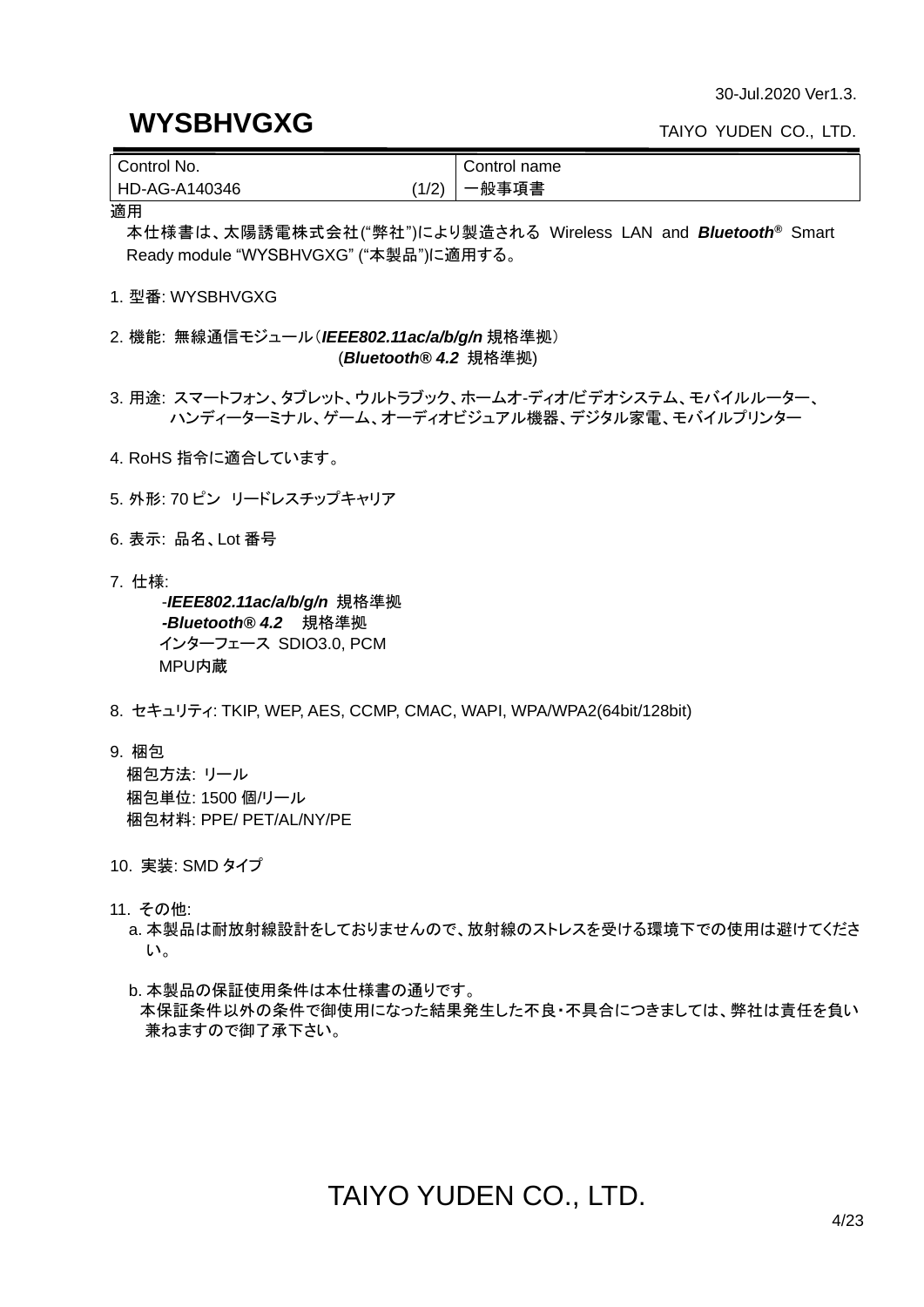30-Jul.2020 Ver1.3.

# WYSBHVGXG

TAIYO YUDEN CO., LTD.

| Control No. | Control name |
|---|---|
| HD-AG-A140346 (1/2) | 一般事項書 |

適用

本仕様書は、太陽誘電株式会社("弊社")により製造される Wireless LAN and ***Bluetooth®*** Smart Ready module "WYSBHVGXG" ("本製品")に適用する。

1. 型番: WYSBHVGXG

2. 機能: 無線通信モジュール（***IEEE802.11ac/a/b/g/n*** 規格準拠）
   (***Bluetooth® 4.2*** 規格準拠)

3. 用途: スマートフォン、タブレット、ウルトラブック、ホームオ-ディオ/ビデオシステム、モバイルルーター、ハンディーターミナル、ゲーム、オーディオビジュアル機器、デジタル家電、モバイルプリンター

4. RoHS 指令に適合しています。

5. 外形: 70 ピン リードレスチップキャリア

6. 表示: 品名、Lot 番号

7. 仕様:
   - ***IEEE802.11ac/a/b/g/n*** 規格準拠
   - ***Bluetooth® 4.2*** 規格準拠
   
   インターフェース SDIO3.0, PCM
   
   MPU内蔵

8. セキュリティ: TKIP, WEP, AES, CCMP, CMAC, WAPI, WPA/WPA2(64bit/128bit)

9. 梱包
   
   梱包方法: リール
   
   梱包単位: 1500 個/リール
   
   梱包材料: PPE/ PET/AL/NY/PE

10. 実装: SMD タイプ

11. その他:
    
    a. 本製品は耐放射線設計をしておりませんので、放射線のストレスを受ける環境下での使用は避けてください。
    
    b. 本製品の保証使用条件は本仕様書の通りです。
    本保証条件以外の条件で御使用になった結果発生した不良・不具合につきましては、弊社は責任を負い兼ねますので御了承下さい。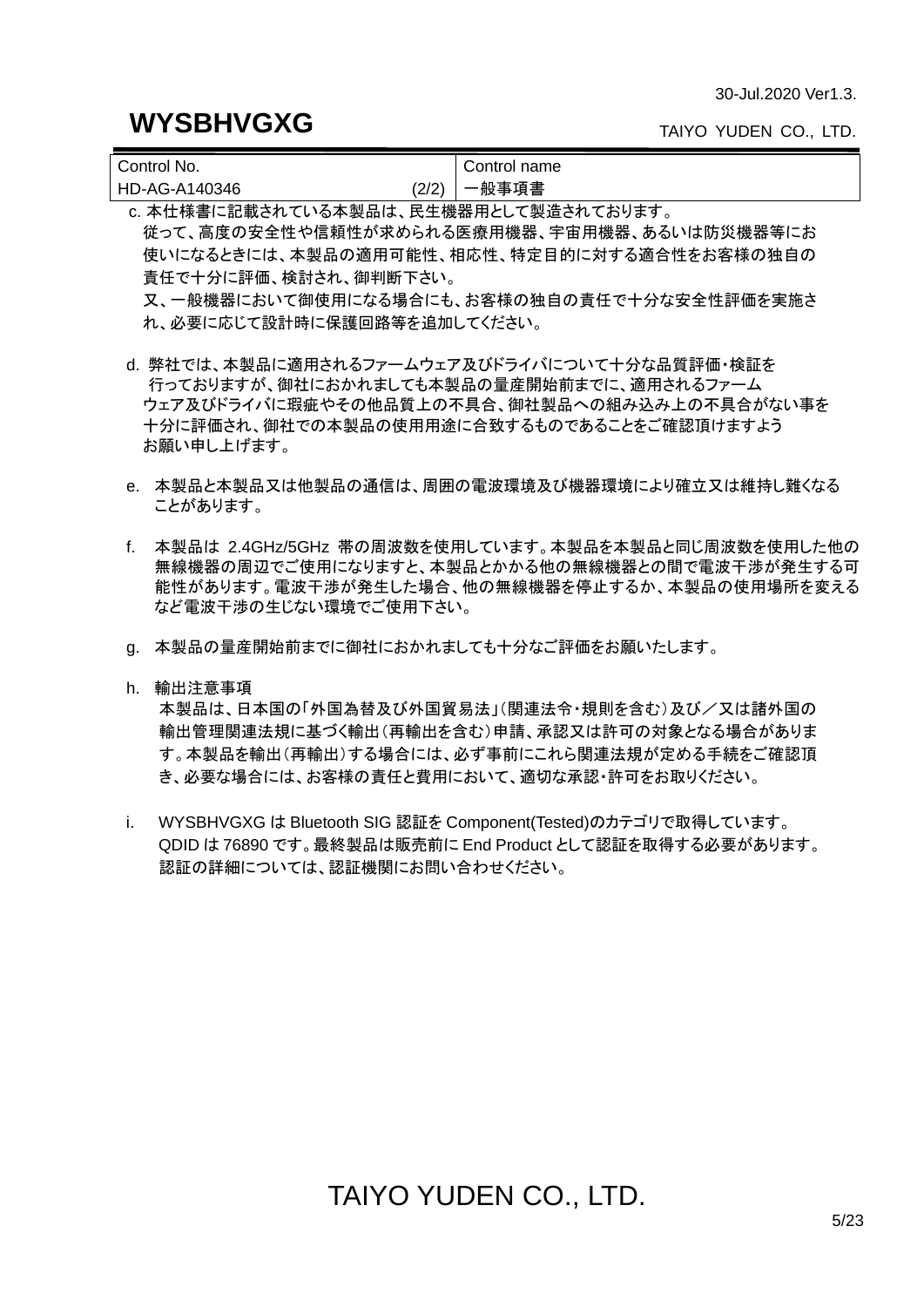| Control No. | | Control name |
|---|---|---|
| HD-AG-A140346 | (2/2) | 一般事項書 |

c. 本仕様書に記載されている本製品は、民生機器用として製造されております。
従って、高度の安全性や信頼性が求められる医療用機器、宇宙用機器、あるいは防災機器等にお使いになるときには、本製品の適用可能性、相応性、特定目的に対する適合性をお客様の独自の責任で十分に評価、検討され、御判断下さい。
又、一般機器において御使用になる場合にも、お客様の独自の責任で十分な安全性評価を実施され、必要に応じて設計時に保護回路等を追加してください。

d. 弊社では、本製品に適用されるファームウェア及びドライバについて十分な品質評価・検証を行っておりますが、御社におかれましても本製品の量産開始前までに、適用されるファームウェア及びドライバに瑕疵やその他品質上の不具合、御社製品への組み込み上の不具合がない事を十分に評価され、御社での本製品の使用用途に合致するものであることをご確認頂けますようお願い申し上げます。

e. 本製品と本製品又は他製品の通信は、周囲の電波環境及び機器環境により確立又は維持し難くなることがあります。

f. 本製品は 2.4GHz/5GHz 帯の周波数を使用しています。本製品を本製品と同じ周波数を使用した他の無線機器の周辺でご使用になりますと、本製品とかかる他の無線機器との間で電波干渉が発生する可能性があります。電波干渉が発生した場合、他の無線機器を停止するか、本製品の使用場所を変えるなど電波干渉の生じない環境でご使用下さい。

g. 本製品の量産開始前までに御社におかれましても十分なご評価をお願いたします。

h. 輸出注意事項
本製品は、日本国の「外国為替及び外国貿易法」（関連法令・規則を含む）及び／又は諸外国の輸出管理関連法規に基づく輸出（再輸出を含む）申請、承認又は許可の対象となる場合があります。本製品を輸出（再輸出）する場合には、必ず事前にこれら関連法規が定める手続をご確認頂き、必要な場合には、お客様の責任と費用において、適切な承認・許可をお取りください。

i. WYSBHVGXG は Bluetooth SIG 認証を Component(Tested)のカテゴリで取得しています。
QDID は 76890 です。最終製品は販売前に End Product として認証を取得する必要があります。
認証の詳細については、認証機関にお問い合わせください。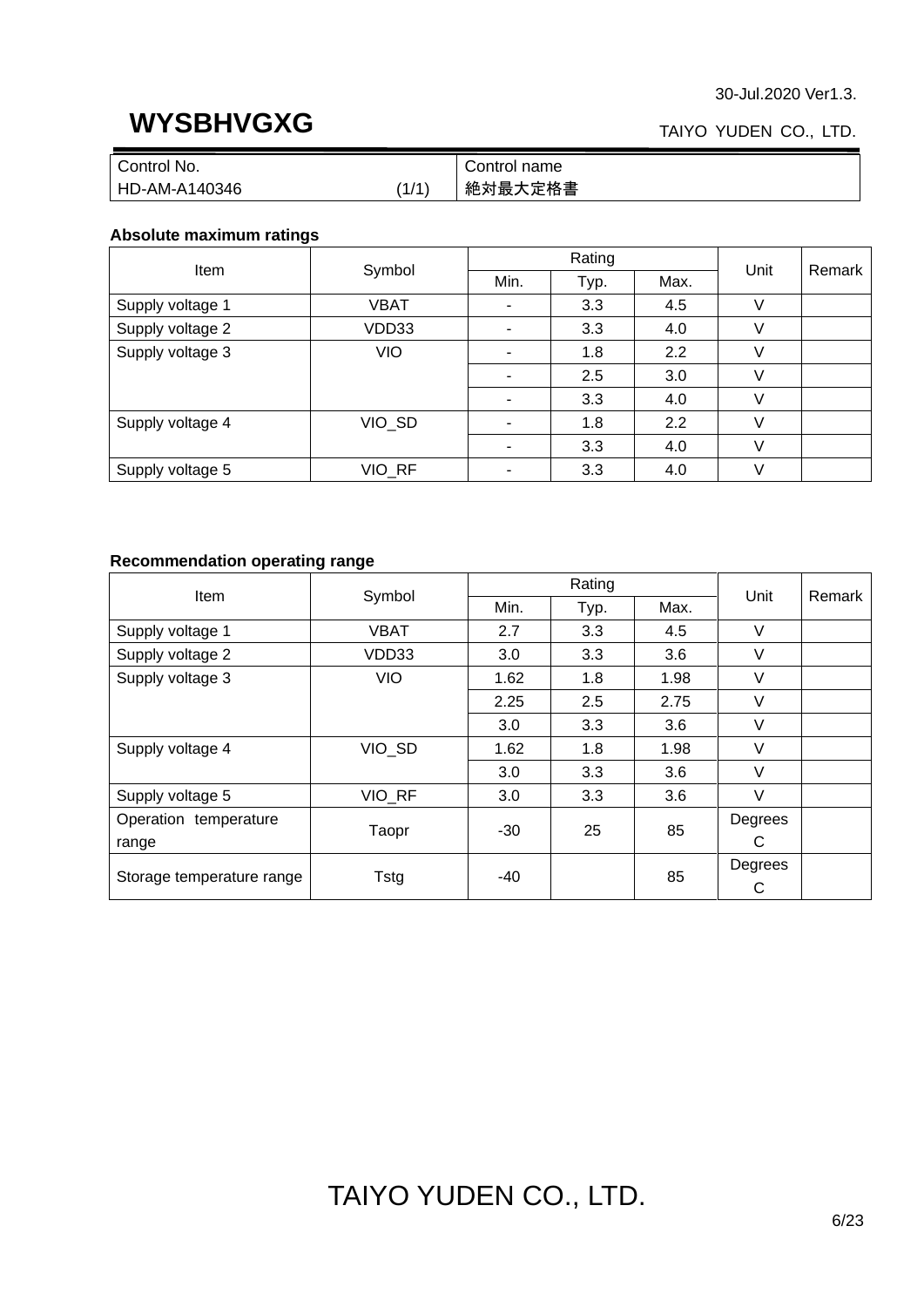| Control No. | Control name |
|---|---|
| HD-AM-A140346 (1/1) | 絶対最大定格書 |

**Absolute maximum ratings**

| Item | Symbol | Rating | | | Unit | Remark |
|---|---|---|---|---|---|---|
| | | Min. | Typ. | Max. | | |
| Supply voltage 1 | VBAT | - | 3.3 | 4.5 | V | |
| Supply voltage 2 | VDD33 | - | 3.3 | 4.0 | V | |
| Supply voltage 3 | VIO | - | 1.8 | 2.2 | V | |
| | | - | 2.5 | 3.0 | V | |
| | | - | 3.3 | 4.0 | V | |
| Supply voltage 4 | VIO_SD | - | 1.8 | 2.2 | V | |
| | | - | 3.3 | 4.0 | V | |
| Supply voltage 5 | VIO_RF | - | 3.3 | 4.0 | V | |

**Recommendation operating range**

| Item | Symbol | Rating | | | Unit | Remark |
|---|---|---|---|---|---|---|
| | | Min. | Typ. | Max. | | |
| Supply voltage 1 | VBAT | 2.7 | 3.3 | 4.5 | V | |
| Supply voltage 2 | VDD33 | 3.0 | 3.3 | 3.6 | V | |
| Supply voltage 3 | VIO | 1.62 | 1.8 | 1.98 | V | |
| | | 2.25 | 2.5 | 2.75 | V | |
| | | 3.0 | 3.3 | 3.6 | V | |
| Supply voltage 4 | VIO_SD | 1.62 | 1.8 | 1.98 | V | |
| | | 3.0 | 3.3 | 3.6 | V | |
| Supply voltage 5 | VIO_RF | 3.0 | 3.3 | 3.6 | V | |
| Operation temperature range | Taopr | -30 | 25 | 85 | Degrees C | |
| Storage temperature range | Tstg | -40 | | 85 | Degrees C | |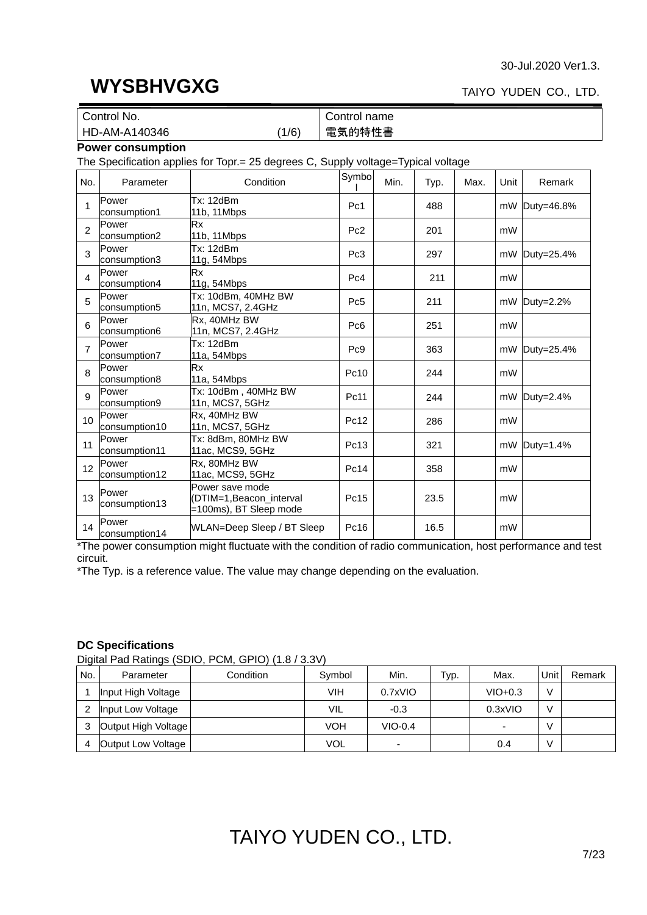| Control No. | Control name |
|---|---|
| HD-AM-A140346 (1/6) | 電気的特性書 |

**Power consumption**

The Specification applies for Topr.= 25 degrees C, Supply voltage=Typical voltage

| No. | Parameter | Condition | Symbol | Min. | Typ. | Max. | Unit | Remark |
|---|---|---|---|---|---|---|---|---|
| 1 | Power consumption1 | Tx: 12dBm 11b, 11Mbps | Pc1 | | 488 | | mW | Duty=46.8% |
| 2 | Power consumption2 | Rx 11b, 11Mbps | Pc2 | | 201 | | mW | |
| 3 | Power consumption3 | Tx: 12dBm 11g, 54Mbps | Pc3 | | 297 | | mW | Duty=25.4% |
| 4 | Power consumption4 | Rx 11g, 54Mbps | Pc4 | | 211 | | mW | |
| 5 | Power consumption5 | Tx: 10dBm, 40MHz BW 11n, MCS7, 2.4GHz | Pc5 | | 211 | | mW | Duty=2.2% |
| 6 | Power consumption6 | Rx, 40MHz BW 11n, MCS7, 2.4GHz | Pc6 | | 251 | | mW | |
| 7 | Power consumption7 | Tx: 12dBm 11a, 54Mbps | Pc9 | | 363 | | mW | Duty=25.4% |
| 8 | Power consumption8 | Rx 11a, 54Mbps | Pc10 | | 244 | | mW | |
| 9 | Power consumption9 | Tx: 10dBm , 40MHz BW 11n, MCS7, 5GHz | Pc11 | | 244 | | mW | Duty=2.4% |
| 10 | Power consumption10 | Rx, 40MHz BW 11n, MCS7, 5GHz | Pc12 | | 286 | | mW | |
| 11 | Power consumption11 | Tx: 8dBm, 80MHz BW 11ac, MCS9, 5GHz | Pc13 | | 321 | | mW | Duty=1.4% |
| 12 | Power consumption12 | Rx, 80MHz BW 11ac, MCS9, 5GHz | Pc14 | | 358 | | mW | |
| 13 | Power consumption13 | Power save mode (DTIM=1,Beacon_interval =100ms), BT Sleep mode | Pc15 | | 23.5 | | mW | |
| 14 | Power consumption14 | WLAN=Deep Sleep / BT Sleep | Pc16 | | 16.5 | | mW | |

*The power consumption might fluctuate with the condition of radio communication, host performance and test circuit.

*The Typ. is a reference value. The value may change depending on the evaluation.

**DC Specifications**

Digital Pad Ratings (SDIO, PCM, GPIO) (1.8 / 3.3V)

| No. | Parameter | Condition | Symbol | Min. | Typ. | Max. | Unit | Remark |
|---|---|---|---|---|---|---|---|---|
| 1 | Input High Voltage | | VIH | 0.7xVIO | | VIO+0.3 | V | |
| 2 | Input Low Voltage | | VIL | -0.3 | | 0.3xVIO | V | |
| 3 | Output High Voltage | | VOH | VIO-0.4 | | - | V | |
| 4 | Output Low Voltage | | VOL | - | | 0.4 | V | |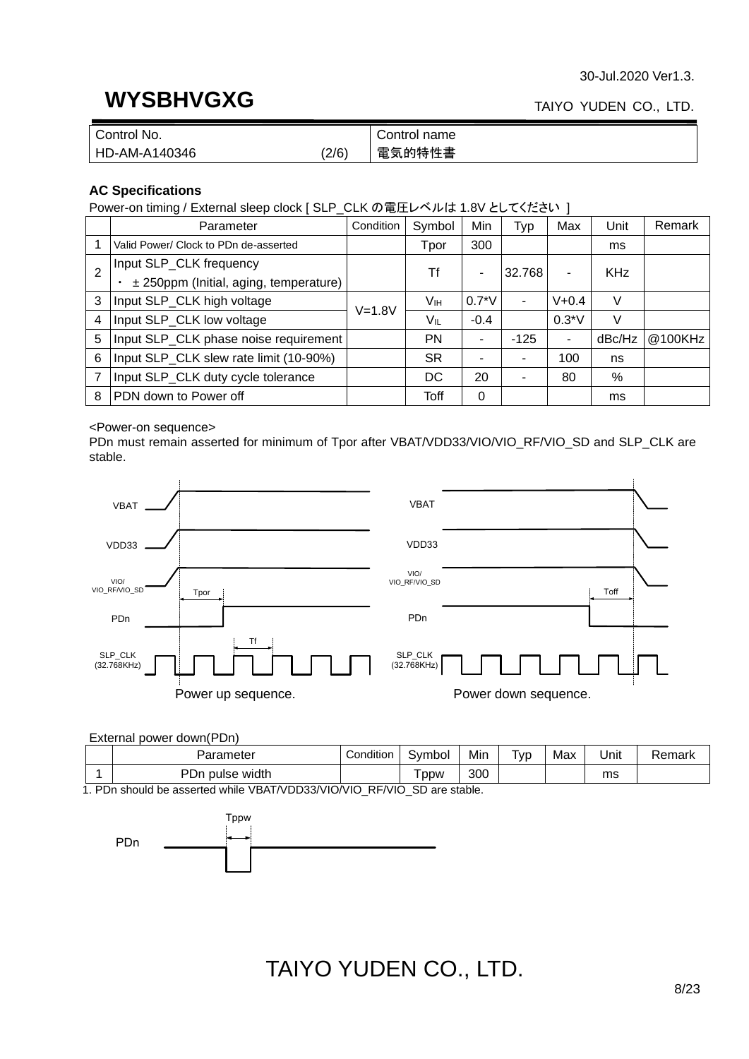30-Jul.2020 Ver1.3.

# WYSBHVGXG

TAIYO YUDEN CO., LTD.

| Control No. | | Control name |
| --- | --- | --- |
| HD-AM-A140346 | (2/6) | 電気的特性書 |

**AC Specifications**

Power-on timing / External sleep clock [ SLP_CLK の電圧レベルは 1.8V としてください ]

| | Parameter | Condition | Symbol | Min | Typ | Max | Unit | Remark |
| --- | --- | --- | --- | --- | --- | --- | --- | --- |
| 1 | Valid Power/ Clock to PDn de-asserted | | Tpor | 300 | | | ms | |
| 2 | Input SLP_CLK frequency<br>・ ± 250ppm (Initial, aging, temperature) | | Tf | - | 32.768 | - | KHz | |
| 3 | Input SLP_CLK high voltage | V=1.8V | $V_{IH}$ | 0.7*V | - | V+0.4 | V | |
| 4 | Input SLP_CLK low voltage | | $V_{IL}$ | -0.4 | | 0.3*V | V | |
| 5 | Input SLP_CLK phase noise requirement | | PN | - | -125 | - | dBc/Hz | @100KHz |
| 6 | Input SLP_CLK slew rate limit (10-90%) | | SR | - | - | 100 | ns | |
| 7 | Input SLP_CLK duty cycle tolerance | | DC | 20 | - | 80 | % | |
| 8 | PDN down to Power off | | Toff | 0 | | | ms | |

<Power-on sequence>

PDn must remain asserted for minimum of Tpor after VBAT/VDD33/VIO/VIO_RF/VIO_SD and SLP_CLK are stable.

Power up sequence.

Power down sequence.

External power down(PDn)

| | Parameter | Condition | Symbol | Min | Typ | Max | Unit | Remark |
| --- | --- | --- | --- | --- | --- | --- | --- | --- |
| 1 | PDn pulse width | | Tppw | 300 | | | ms | |

1. PDn should be asserted while VBAT/VDD33/VIO/VIO_RF/VIO_SD are stable.

TAIYO YUDEN CO., LTD.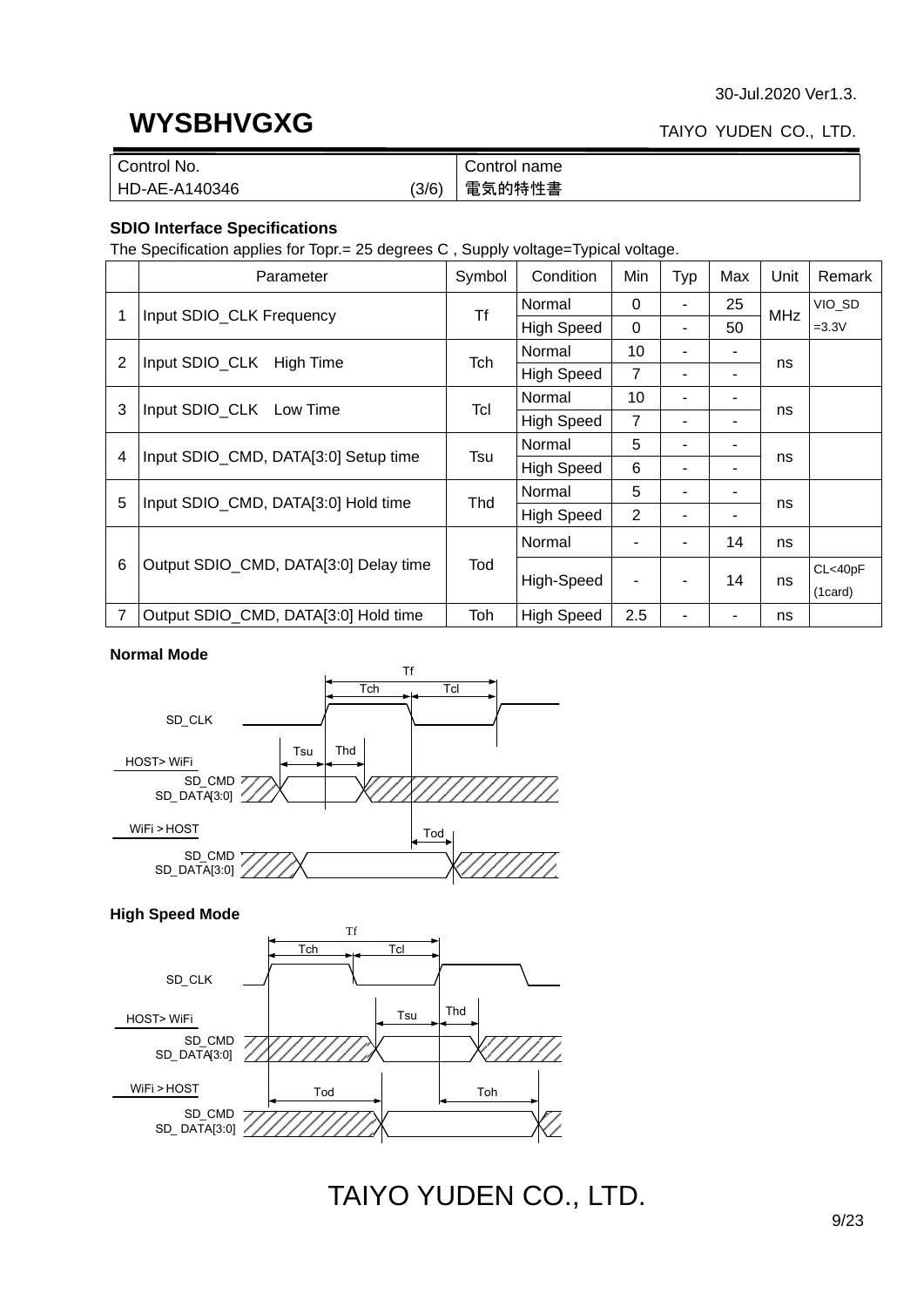30-Jul.2020 Ver1.3.

# WYSBHVGXG

TAIYO YUDEN CO., LTD.

| Control No. | | Control name |
|---|---|---|
| HD-AE-A140346 | (3/6) | 電気的特性書 |

**SDIO Interface Specifications**

The Specification applies for Topr.= 25 degrees C , Supply voltage=Typical voltage.

| | Parameter | Symbol | Condition | Min | Typ | Max | Unit | Remark |
|---|---|---|---|---|---|---|---|---|
| 1 | Input SDIO_CLK Frequency | Tf | Normal | 0 | - | 25 | MHz | VIO_SD =3.3V |
| | | | High Speed | 0 | - | 50 | | |
| 2 | Input SDIO_CLK High Time | Tch | Normal | 10 | - | - | ns | |
| | | | High Speed | 7 | - | - | | |
| 3 | Input SDIO_CLK Low Time | Tcl | Normal | 10 | - | - | ns | |
| | | | High Speed | 7 | - | - | | |
| 4 | Input SDIO_CMD, DATA[3:0] Setup time | Tsu | Normal | 5 | - | - | ns | |
| | | | High Speed | 6 | - | - | | |
| 5 | Input SDIO_CMD, DATA[3:0] Hold time | Thd | Normal | 5 | - | - | ns | |
| | | | High Speed | 2 | - | - | | |
| 6 | Output SDIO_CMD, DATA[3:0] Delay time | Tod | Normal | - | - | 14 | ns | |
| | | | High-Speed | - | - | 14 | ns | CL<40pF (1card) |
| 7 | Output SDIO_CMD, DATA[3:0] Hold time | Toh | High Speed | 2.5 | - | - | ns | |

**Normal Mode**

Tf, Tch, Tcl, SD_CLK, Tsu, Thd, HOST> WiFi, SD_CMD SD_DATA[3:0], WiFi > HOST, Tod, SD_CMD SD_DATA[3:0]

**High Speed Mode**

Tf, Tch, Tcl, SD_CLK, Tsu, Thd, HOST> WiFi, SD_CMD SD_DATA[3:0], WiFi > HOST, Tod, Toh, SD_CMD SD_DATA[3:0]

TAIYO YUDEN CO., LTD.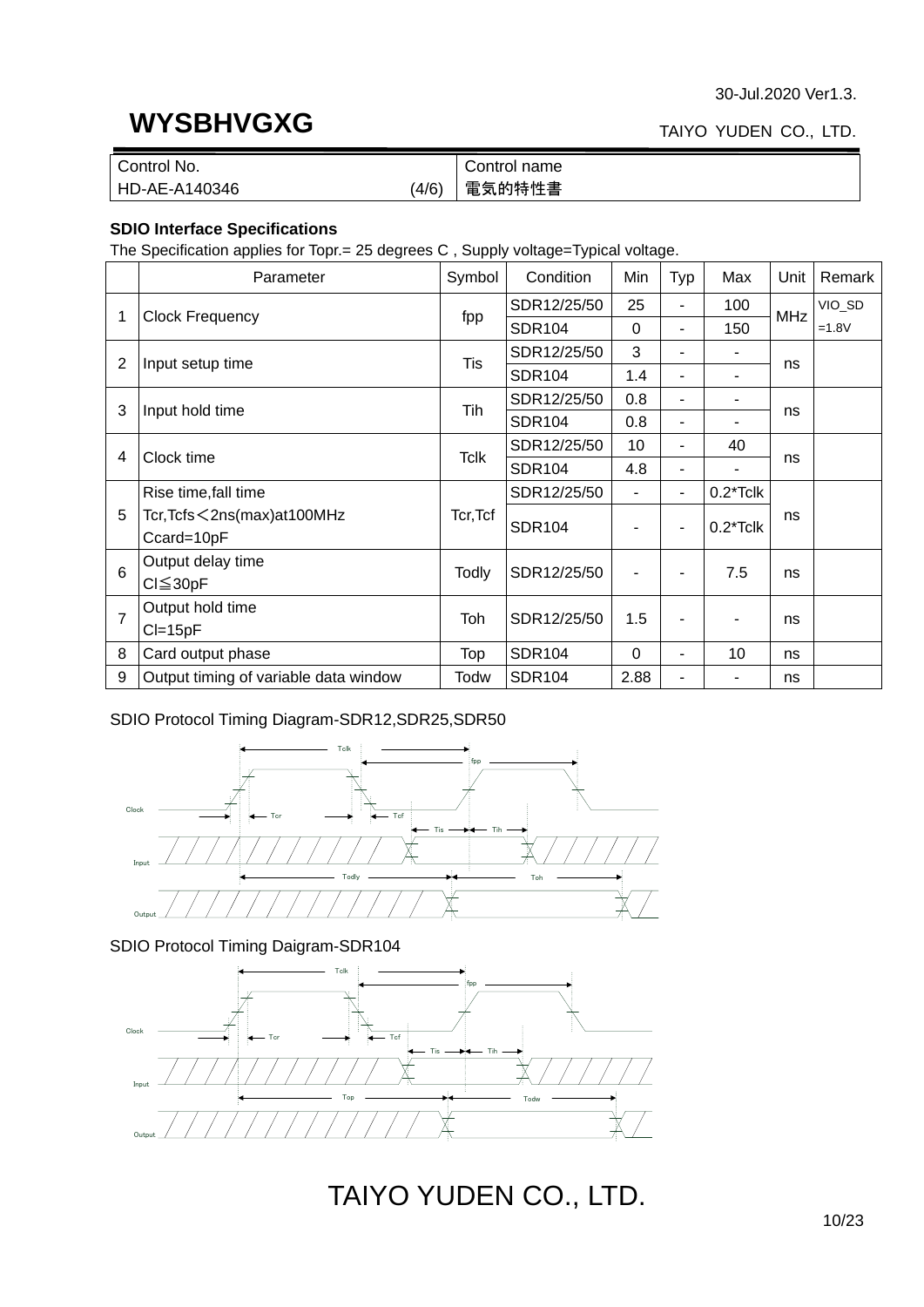| Control No. | | Control name |
|---|---|---|
| HD-AE-A140346 | (4/6) | 電気的特性書 |

### SDIO Interface Specifications

The Specification applies for Topr.= 25 degrees C , Supply voltage=Typical voltage.

| | Parameter | Symbol | Condition | Min | Typ | Max | Unit | Remark |
|---|---|---|---|---|---|---|---|---|
| 1 | Clock Frequency | fpp | SDR12/25/50 | 25 | - | 100 | MHz | VIO_SD =1.8V |
| | | | SDR104 | 0 | - | 150 | | |
| 2 | Input setup time | Tis | SDR12/25/50 | 3 | - | - | ns | |
| | | | SDR104 | 1.4 | - | - | | |
| 3 | Input hold time | Tih | SDR12/25/50 | 0.8 | - | - | ns | |
| | | | SDR104 | 0.8 | - | - | | |
| 4 | Clock time | Tclk | SDR12/25/50 | 10 | - | 40 | ns | |
| | | | SDR104 | 4.8 | - | - | | |
| 5 | Rise time,fall time Tcr,Tcfs＜2ns(max)at100MHz Ccard=10pF | Tcr,Tcf | SDR12/25/50 | - | - | 0.2*Tclk | ns | |
| | | | SDR104 | - | - | 0.2*Tclk | | |
| 6 | Output delay time Cl≦30pF | Todly | SDR12/25/50 | - | - | 7.5 | ns | |
| 7 | Output hold time Cl=15pF | Toh | SDR12/25/50 | 1.5 | - | - | ns | |
| 8 | Card output phase | Top | SDR104 | 0 | - | 10 | ns | |
| 9 | Output timing of variable data window | Todw | SDR104 | 2.88 | - | - | ns | |

SDIO Protocol Timing Diagram-SDR12,SDR25,SDR50

SDIO Protocol Timing Daigram-SDR104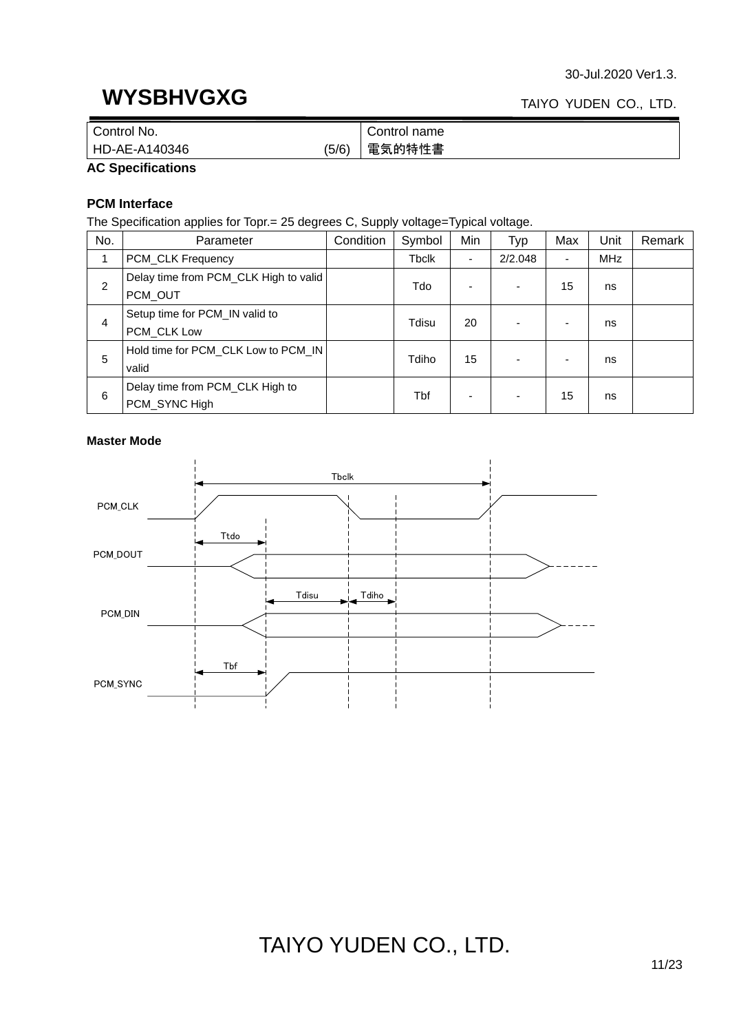| Control No. | Control name |
| --- | --- |
| HD-AE-A140346 (5/6) | 電気的特性書 |

**AC Specifications**

### PCM Interface

The Specification applies for Topr.= 25 degrees C, Supply voltage=Typical voltage.

| No. | Parameter | Condition | Symbol | Min | Typ | Max | Unit | Remark |
| --- | --- | --- | --- | --- | --- | --- | --- | --- |
| 1 | PCM_CLK Frequency | | Tbclk | - | 2/2.048 | - | MHz | |
| 2 | Delay time from PCM_CLK High to valid PCM_OUT | | Tdo | - | - | 15 | ns | |
| 4 | Setup time for PCM_IN valid to PCM_CLK Low | | Tdisu | 20 | - | - | ns | |
| 5 | Hold time for PCM_CLK Low to PCM_IN valid | | Tdiho | 15 | - | - | ns | |
| 6 | Delay time from PCM_CLK High to PCM_SYNC High | | Tbf | - | - | 15 | ns | |

**Master Mode**

Tbclk

PCM_CLK

Ttdo

PCM_DOUT

Tdisu Tdiho

PCM_DIN

Tbf

PCM_SYNC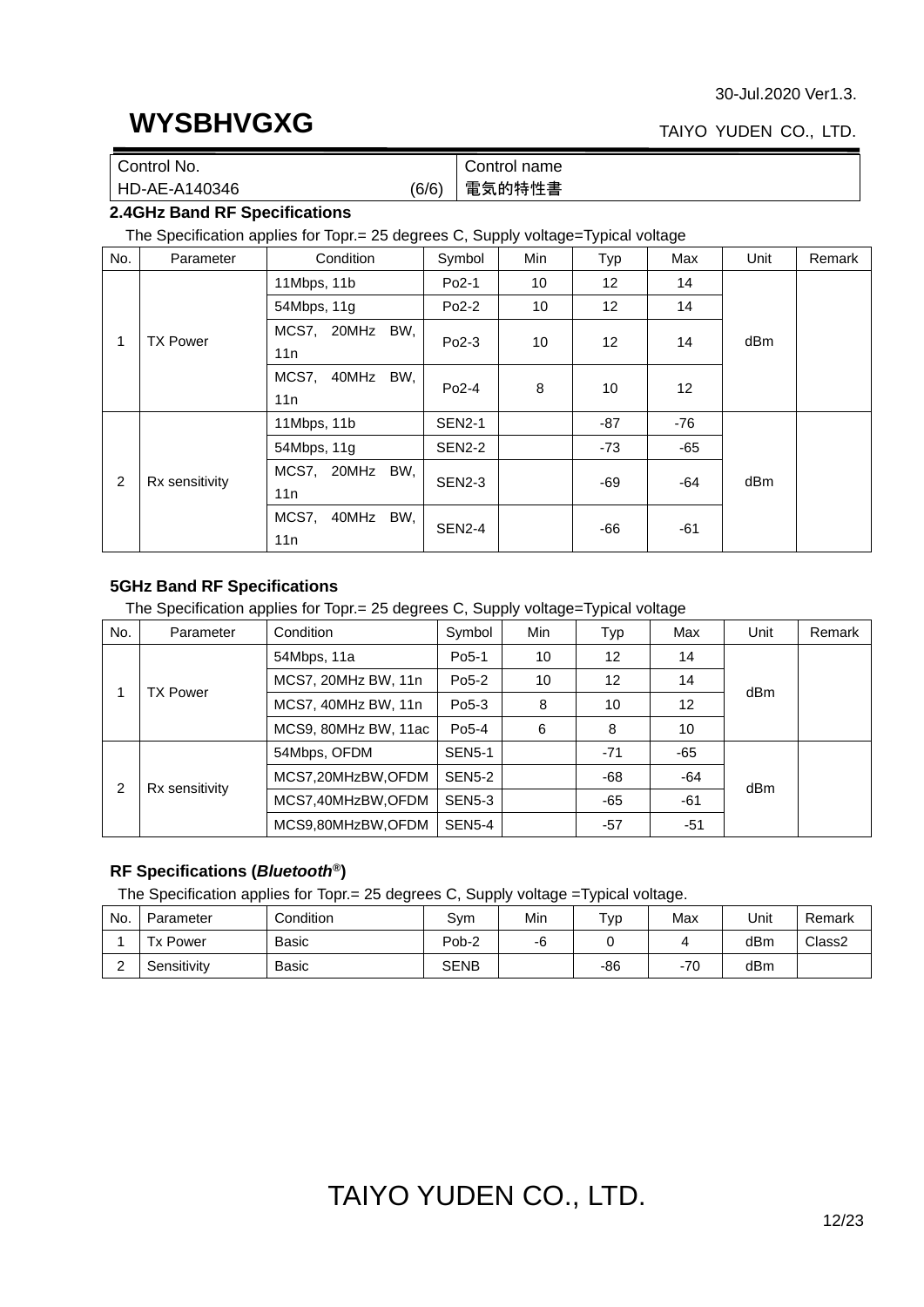30-Jul.2020 Ver1.3.

# WYSBHVGXG

TAIYO YUDEN CO., LTD.

| Control No. | | Control name |
|---|---|---|
| HD-AE-A140346 | (6/6) | 電気的特性書 |

## 2.4GHz Band RF Specifications

The Specification applies for Topr.= 25 degrees C, Supply voltage=Typical voltage

| No. | Parameter | Condition | Symbol | Min | Typ | Max | Unit | Remark |
|---|---|---|---|---|---|---|---|---|
| 1 | TX Power | 11Mbps, 11b | Po2-1 | 10 | 12 | 14 | dBm | |
| | | 54Mbps, 11g | Po2-2 | 10 | 12 | 14 | | |
| | | MCS7, 20MHz BW, 11n | Po2-3 | 10 | 12 | 14 | | |
| | | MCS7, 40MHz BW, 11n | Po2-4 | 8 | 10 | 12 | | |
| 2 | Rx sensitivity | 11Mbps, 11b | SEN2-1 | | -87 | -76 | dBm | |
| | | 54Mbps, 11g | SEN2-2 | | -73 | -65 | | |
| | | MCS7, 20MHz BW, 11n | SEN2-3 | | -69 | -64 | | |
| | | MCS7, 40MHz BW, 11n | SEN2-4 | | -66 | -61 | | |

## 5GHz Band RF Specifications

The Specification applies for Topr.= 25 degrees C, Supply voltage=Typical voltage

| No. | Parameter | Condition | Symbol | Min | Typ | Max | Unit | Remark |
|---|---|---|---|---|---|---|---|---|
| 1 | TX Power | 54Mbps, 11a | Po5-1 | 10 | 12 | 14 | dBm | |
| | | MCS7, 20MHz BW, 11n | Po5-2 | 10 | 12 | 14 | | |
| | | MCS7, 40MHz BW, 11n | Po5-3 | 8 | 10 | 12 | | |
| | | MCS9, 80MHz BW, 11ac | Po5-4 | 6 | 8 | 10 | | |
| 2 | Rx sensitivity | 54Mbps, OFDM | SEN5-1 | | -71 | -65 | dBm | |
| | | MCS7,20MHzBW,OFDM | SEN5-2 | | -68 | -64 | | |
| | | MCS7,40MHzBW,OFDM | SEN5-3 | | -65 | -61 | | |
| | | MCS9,80MHzBW,OFDM | SEN5-4 | | -57 | -51 | | |

## RF Specifications (*Bluetooth*®)

The Specification applies for Topr.= 25 degrees C, Supply voltage =Typical voltage.

| No. | Parameter | Condition | Sym | Min | Typ | Max | Unit | Remark |
|---|---|---|---|---|---|---|---|---|
| 1 | Tx Power | Basic | Pob-2 | -6 | 0 | 4 | dBm | Class2 |
| 2 | Sensitivity | Basic | SENB | | -86 | -70 | dBm | |

TAIYO YUDEN CO., LTD.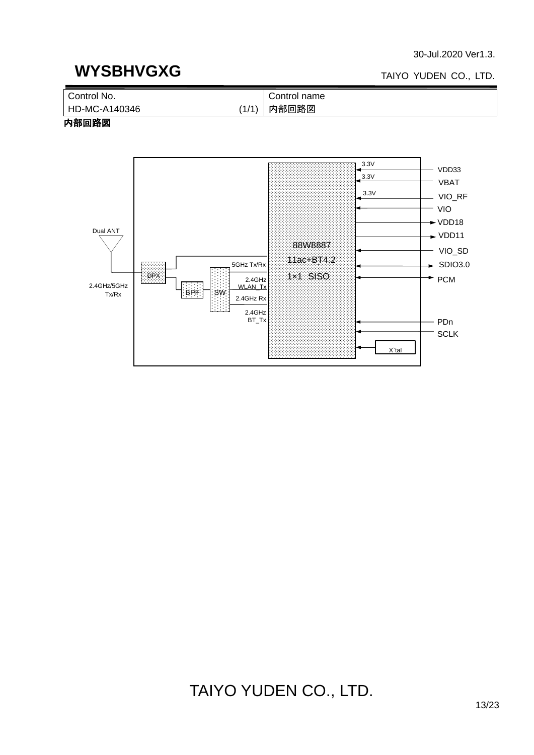| Control No. | | Control name |
|---|---|---|
| HD-MC-A140346 | (1/1) | 内部回路図 |

**内部回路図**

Dual ANT

2.4GHz/5GHz Tx/Rx

DPX

BPF

SW

5GHz Tx/Rx

2.4GHz WLAN_Tx

2.4GHz Rx

2.4GHz BT_Tx

88W8887

11ac+BT4.2

1×1 SISO

3.3V VDD33

3.3V VBAT

3.3V VIO_RF

VIO

VDD18

VDD11

VIO_SD

SDIO3.0

PCM

PDn

SCLK

X`tal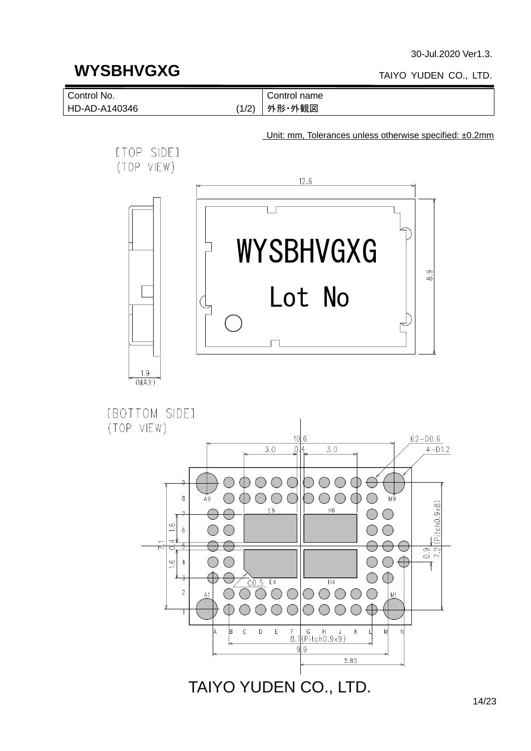30-Jul.2020 Ver1.3.

# WYSBHVGXG

TAIYO YUDEN CO., LTD.

| Control No. | | Control name |
|---|---|---|
| HD-AD-A140346 | (1/2) | 外形・外観図 |

Unit: mm, Tolerances unless otherwise specified: ±0.2mm

[TOP SIDE]
(TOP VIEW)

12.6

WYSBHVGXG

Lot No

8.9

1.9 (MAX)

[BOTTOM SIDE]
(TOP VIEW)

10.6

3.0 0.4 3.0

62-D0.6

4-D1.2

9 8 7 6 5 4 3 2 1

A9 M9 E6 H6 E4 H4 A1 M1

1.6 0.4 1.6 7.1

C0.5

7.2 (Pitch0.9x8)

0.9

A B C D E F G H J K L M N

8.1 (Pitch0.9x9)

9.9

5.85

TAIYO YUDEN CO., LTD.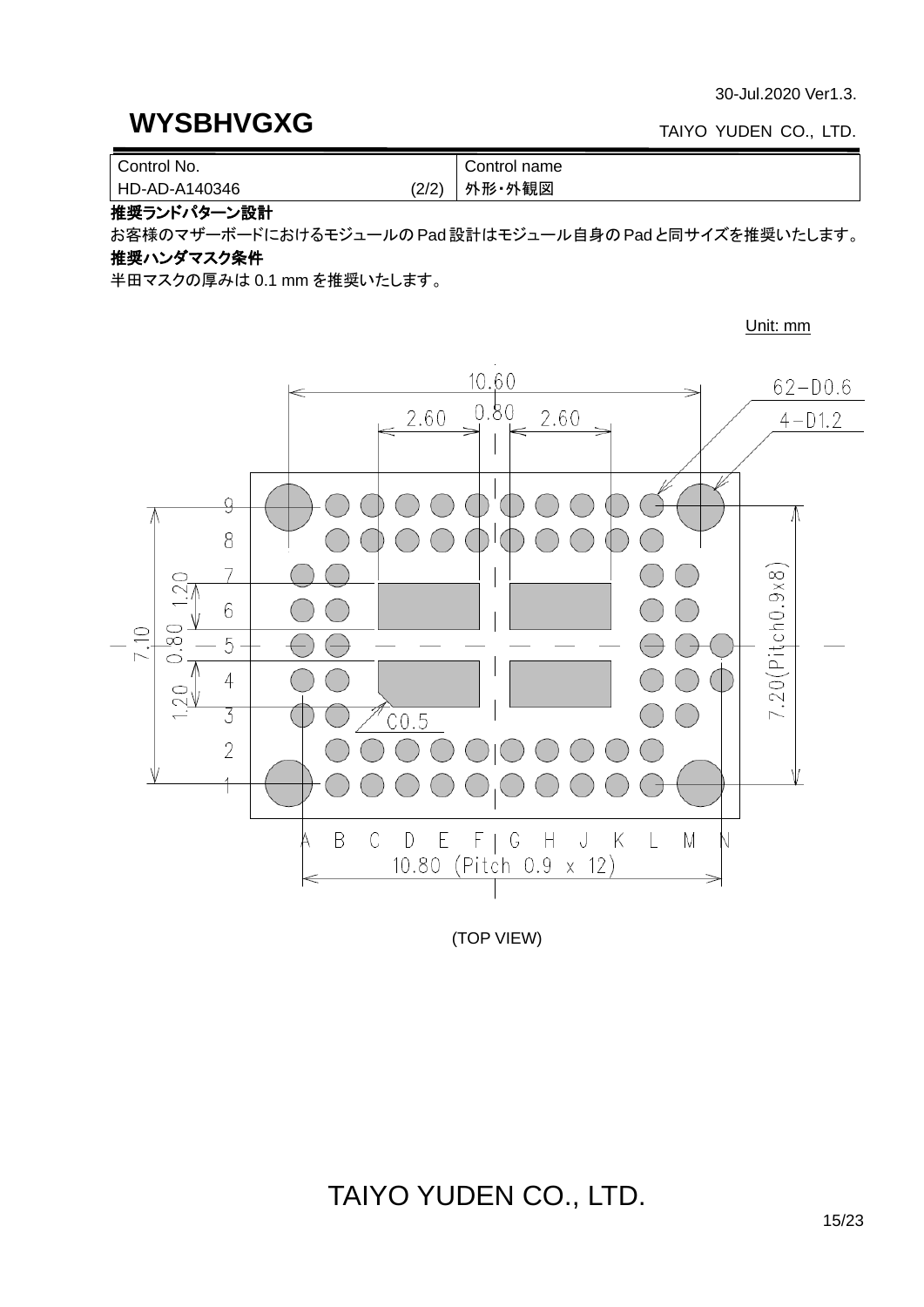# WYSBHVGXG

| Control No. | Control name |
|---|---|
| HD-AD-A140346 (2/2) | 外形・外観図 |

**推奨ランドパターン設計**

お客様のマザーボードにおけるモジュールの Pad 設計はモジュール自身の Pad と同サイズを推奨いたします。

**推奨ハンダマスク条件**

半田マスクの厚みは 0.1 mm を推奨いたします。

Unit: mm

10.60
0.80
2.60
2.60
62−D0.6
4−D1.2
9
8
7
6
5
4
3
2
1
7.10
1.20
0.80
1.20
7.20(Pitch0.9x8)
C0.5
A B C D E F G H J K L M N
10.80 (Pitch 0.9 x 12)

(TOP VIEW)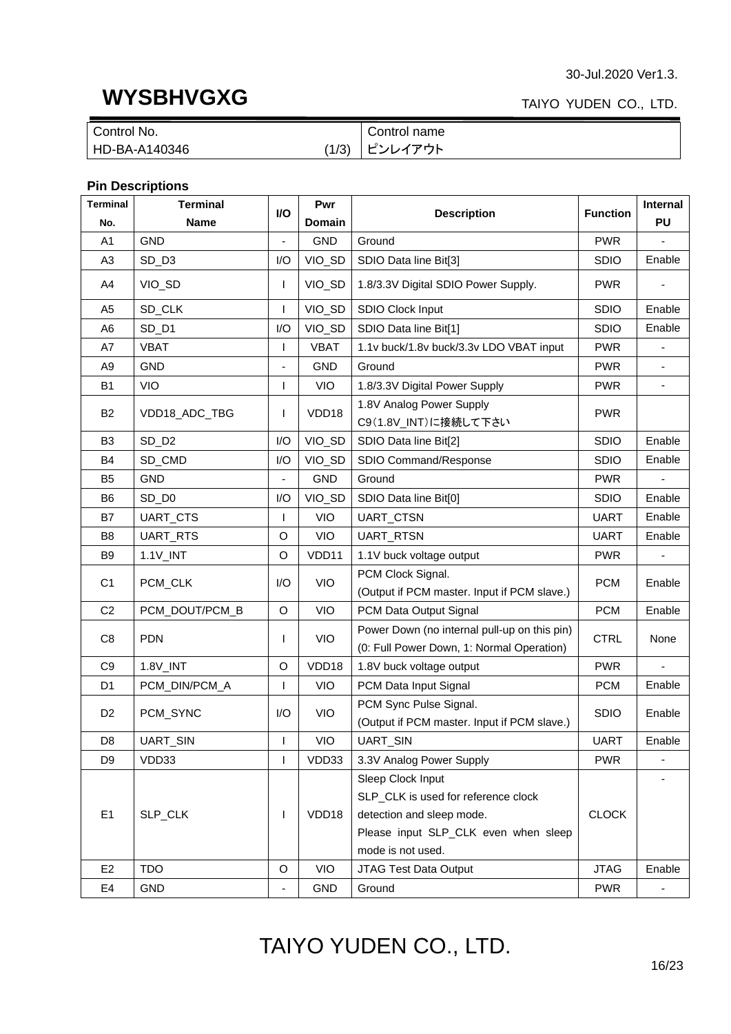30-Jul.2020 Ver1.3.

# WYSBHVGXG

TAIYO YUDEN CO., LTD.

| Control No. | Control name |
|---|---|
| HD-BA-A140346 (1/3) | ピンレイアウト |

## Pin Descriptions

| Terminal No. | Terminal Name | I/O | Pwr Domain | Description | Function | Internal PU |
|---|---|---|---|---|---|---|
| A1 | GND | - | GND | Ground | PWR | - |
| A3 | SD_D3 | I/O | VIO_SD | SDIO Data line Bit[3] | SDIO | Enable |
| A4 | VIO_SD | I | VIO_SD | 1.8/3.3V Digital SDIO Power Supply. | PWR | - |
| A5 | SD_CLK | I | VIO_SD | SDIO Clock Input | SDIO | Enable |
| A6 | SD_D1 | I/O | VIO_SD | SDIO Data line Bit[1] | SDIO | Enable |
| A7 | VBAT | I | VBAT | 1.1v buck/1.8v buck/3.3v LDO VBAT input | PWR | - |
| A9 | GND | - | GND | Ground | PWR | - |
| B1 | VIO | I | VIO | 1.8/3.3V Digital Power Supply | PWR | - |
| B2 | VDD18_ADC_TBG | I | VDD18 | 1.8V Analog Power Supply<br>C9(1.8V_INT)に接続して下さい | PWR | |
| B3 | SD_D2 | I/O | VIO_SD | SDIO Data line Bit[2] | SDIO | Enable |
| B4 | SD_CMD | I/O | VIO_SD | SDIO Command/Response | SDIO | Enable |
| B5 | GND | - | GND | Ground | PWR | - |
| B6 | SD_D0 | I/O | VIO_SD | SDIO Data line Bit[0] | SDIO | Enable |
| B7 | UART_CTS | I | VIO | UART_CTSN | UART | Enable |
| B8 | UART_RTS | O | VIO | UART_RTSN | UART | Enable |
| B9 | 1.1V_INT | O | VDD11 | 1.1V buck voltage output | PWR | - |
| C1 | PCM_CLK | I/O | VIO | PCM Clock Signal.<br>(Output if PCM master. Input if PCM slave.) | PCM | Enable |
| C2 | PCM_DOUT/PCM_B | O | VIO | PCM Data Output Signal | PCM | Enable |
| C8 | PDN | I | VIO | Power Down (no internal pull-up on this pin)<br>(0: Full Power Down, 1: Normal Operation) | CTRL | None |
| C9 | 1.8V_INT | O | VDD18 | 1.8V buck voltage output | PWR | - |
| D1 | PCM_DIN/PCM_A | I | VIO | PCM Data Input Signal | PCM | Enable |
| D2 | PCM_SYNC | I/O | VIO | PCM Sync Pulse Signal.<br>(Output if PCM master. Input if PCM slave.) | SDIO | Enable |
| D8 | UART_SIN | I | VIO | UART_SIN | UART | Enable |
| D9 | VDD33 | I | VDD33 | 3.3V Analog Power Supply | PWR | - |
| E1 | SLP_CLK | I | VDD18 | Sleep Clock Input<br>SLP_CLK is used for reference clock detection and sleep mode.<br>Please input SLP_CLK even when sleep mode is not used. | CLOCK | - |
| E2 | TDO | O | VIO | JTAG Test Data Output | JTAG | Enable |
| E4 | GND | - | GND | Ground | PWR | - |

TAIYO YUDEN CO., LTD.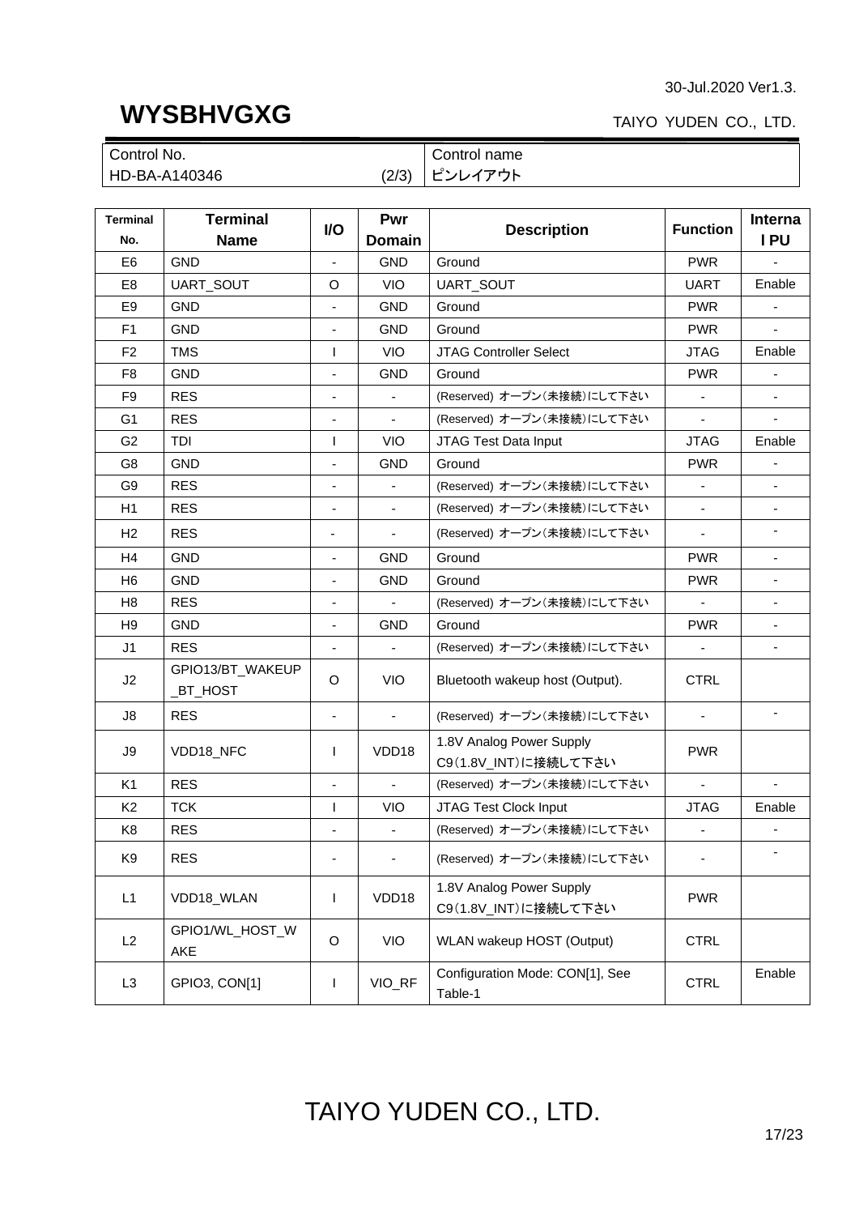**WYSBHVGXG**

30-Jul.2020 Ver1.3.

TAIYO YUDEN CO., LTD.

| Control No. | Control name |
|---|---|
| HD-BA-A140346 (2/3) | ピンレイアウト |

| Terminal No. | Terminal Name | I/O | Pwr Domain | Description | Function | Internal PU |
|---|---|---|---|---|---|---|
| E6 | GND | - | GND | Ground | PWR | - |
| E8 | UART_SOUT | O | VIO | UART_SOUT | UART | Enable |
| E9 | GND | - | GND | Ground | PWR | - |
| F1 | GND | - | GND | Ground | PWR | - |
| F2 | TMS | I | VIO | JTAG Controller Select | JTAG | Enable |
| F8 | GND | - | GND | Ground | PWR | - |
| F9 | RES | - | - | (Reserved) オープン(未接続)にして下さい | - | - |
| G1 | RES | - | - | (Reserved) オープン(未接続)にして下さい | - | - |
| G2 | TDI | I | VIO | JTAG Test Data Input | JTAG | Enable |
| G8 | GND | - | GND | Ground | PWR | - |
| G9 | RES | - | - | (Reserved) オープン(未接続)にして下さい | - | - |
| H1 | RES | - | - | (Reserved) オープン(未接続)にして下さい | - | - |
| H2 | RES | - | - | (Reserved) オープン(未接続)にして下さい | - | - |
| H4 | GND | - | GND | Ground | PWR | - |
| H6 | GND | - | GND | Ground | PWR | - |
| H8 | RES | - | - | (Reserved) オープン(未接続)にして下さい | - | - |
| H9 | GND | - | GND | Ground | PWR | - |
| J1 | RES | - | - | (Reserved) オープン(未接続)にして下さい | - | - |
| J2 | GPIO13/BT_WAKEUP_BT_HOST | O | VIO | Bluetooth wakeup host (Output). | CTRL | |
| J8 | RES | - | - | (Reserved) オープン(未接続)にして下さい | - | - |
| J9 | VDD18_NFC | I | VDD18 | 1.8V Analog Power Supply C9(1.8V_INT)に接続して下さい | PWR | |
| K1 | RES | - | - | (Reserved) オープン(未接続)にして下さい | - | - |
| K2 | TCK | I | VIO | JTAG Test Clock Input | JTAG | Enable |
| K8 | RES | - | - | (Reserved) オープン(未接続)にして下さい | - | - |
| K9 | RES | - | - | (Reserved) オープン(未接続)にして下さい | - | - |
| L1 | VDD18_WLAN | I | VDD18 | 1.8V Analog Power Supply C9(1.8V_INT)に接続して下さい | PWR | |
| L2 | GPIO1/WL_HOST_WAKE | O | VIO | WLAN wakeup HOST (Output) | CTRL | |
| L3 | GPIO3, CON[1] | I | VIO_RF | Configuration Mode: CON[1], See Table-1 | CTRL | Enable |

TAIYO YUDEN CO., LTD.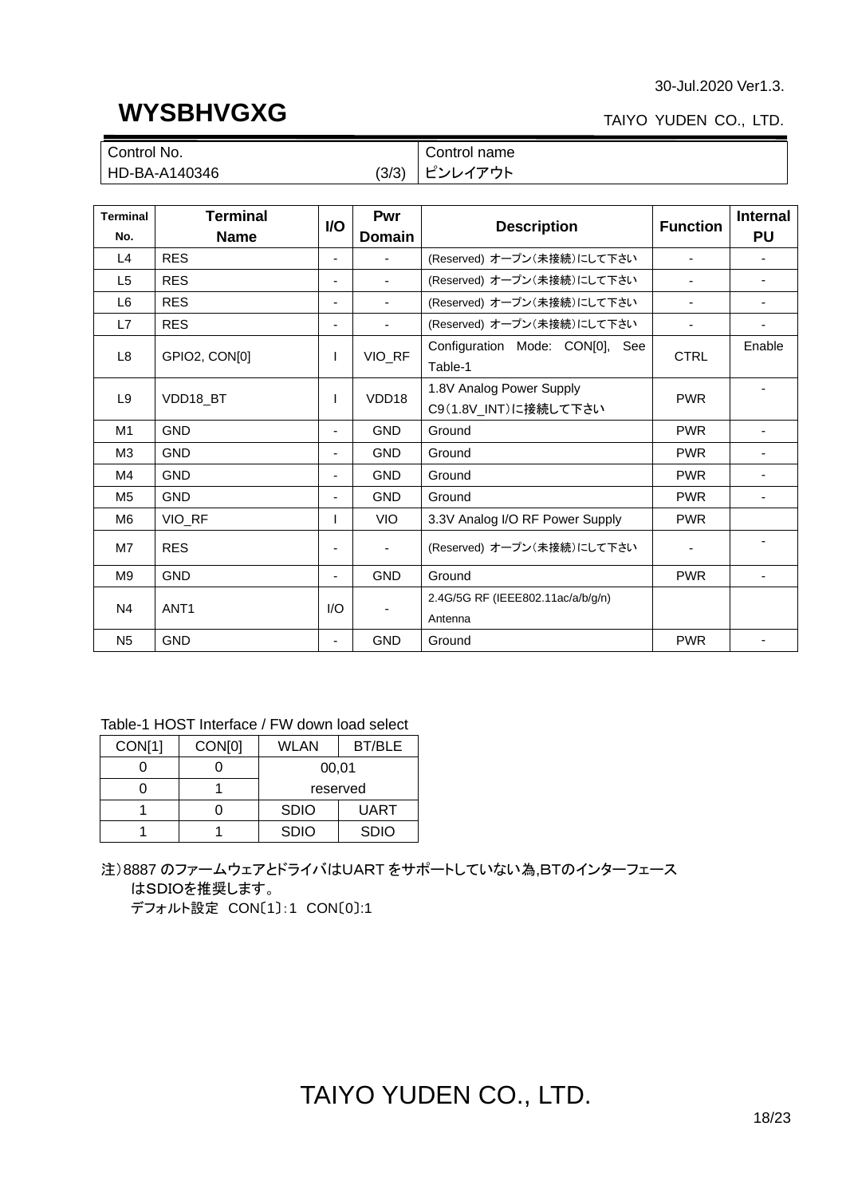30-Jul.2020 Ver1.3.

# WYSBHVGXG

TAIYO YUDEN CO., LTD.

| Control No. | Control name |
|---|---|
| HD-BA-A140346 (3/3) | ピンレイアウト |

| Terminal No. | Terminal Name | I/O | Pwr Domain | Description | Function | Internal PU |
|---|---|---|---|---|---|---|
| L4 | RES | - | - | (Reserved) オープン(未接続)にして下さい | - | - |
| L5 | RES | - | - | (Reserved) オープン(未接続)にして下さい | - | - |
| L6 | RES | - | - | (Reserved) オープン(未接続)にして下さい | - | - |
| L7 | RES | - | - | (Reserved) オープン(未接続)にして下さい | - | - |
| L8 | GPIO2, CON[0] | I | VIO_RF | Configuration Mode: CON[0], See Table-1 | CTRL | Enable |
| L9 | VDD18_BT | I | VDD18 | 1.8V Analog Power Supply C9(1.8V_INT)に接続して下さい | PWR | - |
| M1 | GND | - | GND | Ground | PWR | - |
| M3 | GND | - | GND | Ground | PWR | - |
| M4 | GND | - | GND | Ground | PWR | - |
| M5 | GND | - | GND | Ground | PWR | - |
| M6 | VIO_RF | I | VIO | 3.3V Analog I/O RF Power Supply | PWR | |
| M7 | RES | - | - | (Reserved) オープン(未接続)にして下さい | - | - |
| M9 | GND | - | GND | Ground | PWR | - |
| N4 | ANT1 | I/O | - | 2.4G/5G RF (IEEE802.11ac/a/b/g/n) Antenna | | |
| N5 | GND | - | GND | Ground | PWR | - |

Table-1 HOST Interface / FW down load select

| CON[1] | CON[0] | WLAN | BT/BLE |
|---|---|---|---|
| 0 | 0 | 00,01 | |
| 0 | 1 | reserved | |
| 1 | 0 | SDIO | UART |
| 1 | 1 | SDIO | SDIO |

注)8887 のファームウェアとドライバはUART をサポートしていない為,BTのインターフェースはSDIOを推奨します。

デフォルト設定 CON[1]:1 CON[0]:1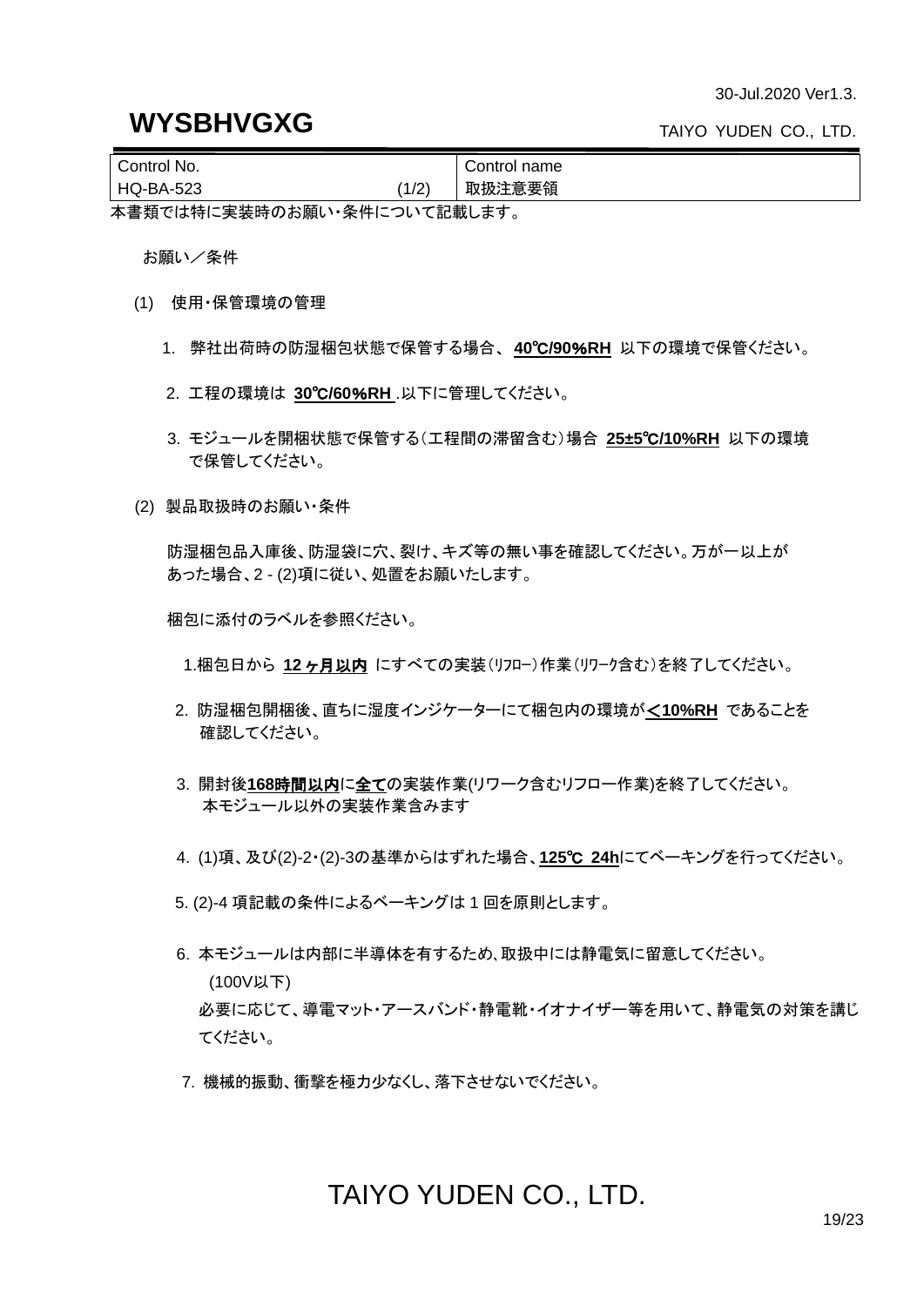30-Jul.2020 Ver1.3.

# WYSBHVGXG

TAIYO YUDEN CO., LTD.

| Control No. | | Control name |
|---|---|---|
| HQ-BA-523 | (1/2) | 取扱注意要領 |

本書類では特に実装時のお願い・条件について記載します。

お願い／条件

(1) 使用・保管環境の管理

1. 弊社出荷時の防湿梱包状態で保管する場合、 **40℃/90%RH** 以下の環境で保管ください。

2. 工程の環境は **30℃/60%RH** .以下に管理してください。

3. モジュールを開梱状態で保管する(工程間の滞留含む)場合 **25±5℃/10%RH** 以下の環境で保管してください。

(2) 製品取扱時のお願い・条件

防湿梱包品入庫後、防湿袋に穴、裂け、キズ等の無い事を確認してください。万が一以上があった場合、2 - (2)項に従い、処置をお願いたします。

梱包に添付のラベルを参照ください。

1.梱包日から **12ヶ月以内** にすべての実装(ﾘﾌﾛｰ)作業(ﾘﾜｰｸ含む)を終了してください。

2. 防湿梱包開梱後、直ちに湿度インジケーターにて梱包内の環境が **＜10%RH** であることを確認してください。

3. 開封後**168時間以内**に**全て**の実装作業(リワーク含むリフロー作業)を終了してください。
本モジュール以外の実装作業含みます

4. (1)項、及び(2)-2・(2)-3の基準からはずれた場合、**125℃ 24h**にてベーキングを行ってください。

5. (2)-4 項記載の条件によるベーキングは 1 回を原則とします。

6. 本モジュールは内部に半導体を有するため、取扱中には静電気に留意してください。
(100V以下)
必要に応じて、導電マット・アースバンド・静電靴・イオナイザー等を用いて、静電気の対策を講じてください。

7. 機械的振動、衝撃を極力少なくし、落下させないでください。

TAIYO YUDEN CO., LTD.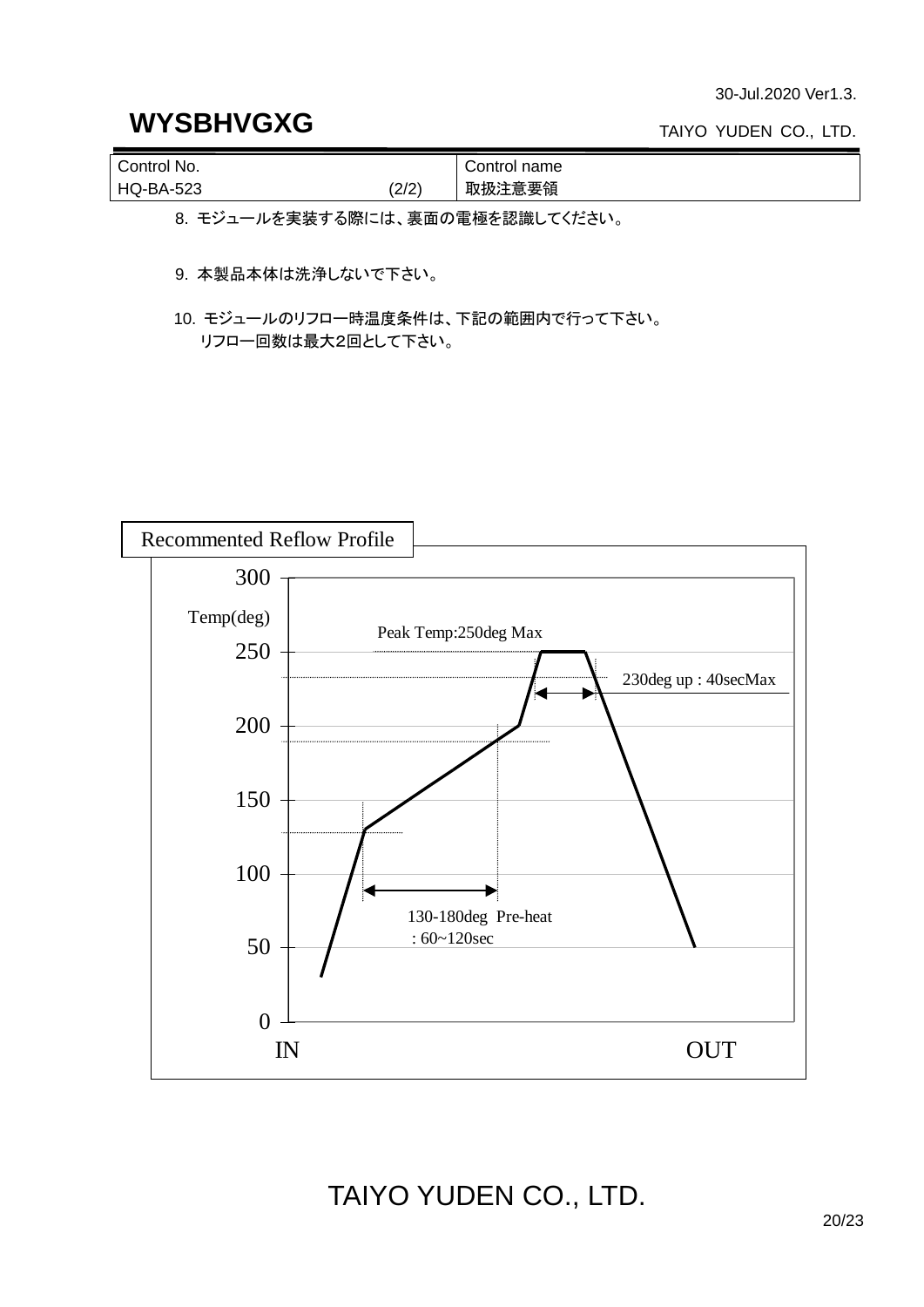| Control No. | | Control name |
|---|---|---|
| HQ-BA-523 | (2/2) | 取扱注意要領 |

8. モジュールを実装する際には、裏面の電極を認識してください。

9. 本製品本体は洗浄しないで下さい。

10. モジュールのリフロー時温度条件は、下記の範囲内で行って下さい。
    リフロー回数は最大2回として下さい。

**Recommented Reflow Profile**

- Temp(deg)
- Peak Temp:250deg Max
- 230deg up : 40secMax
- 130-180deg Pre-heat : 60~120sec
- IN → OUT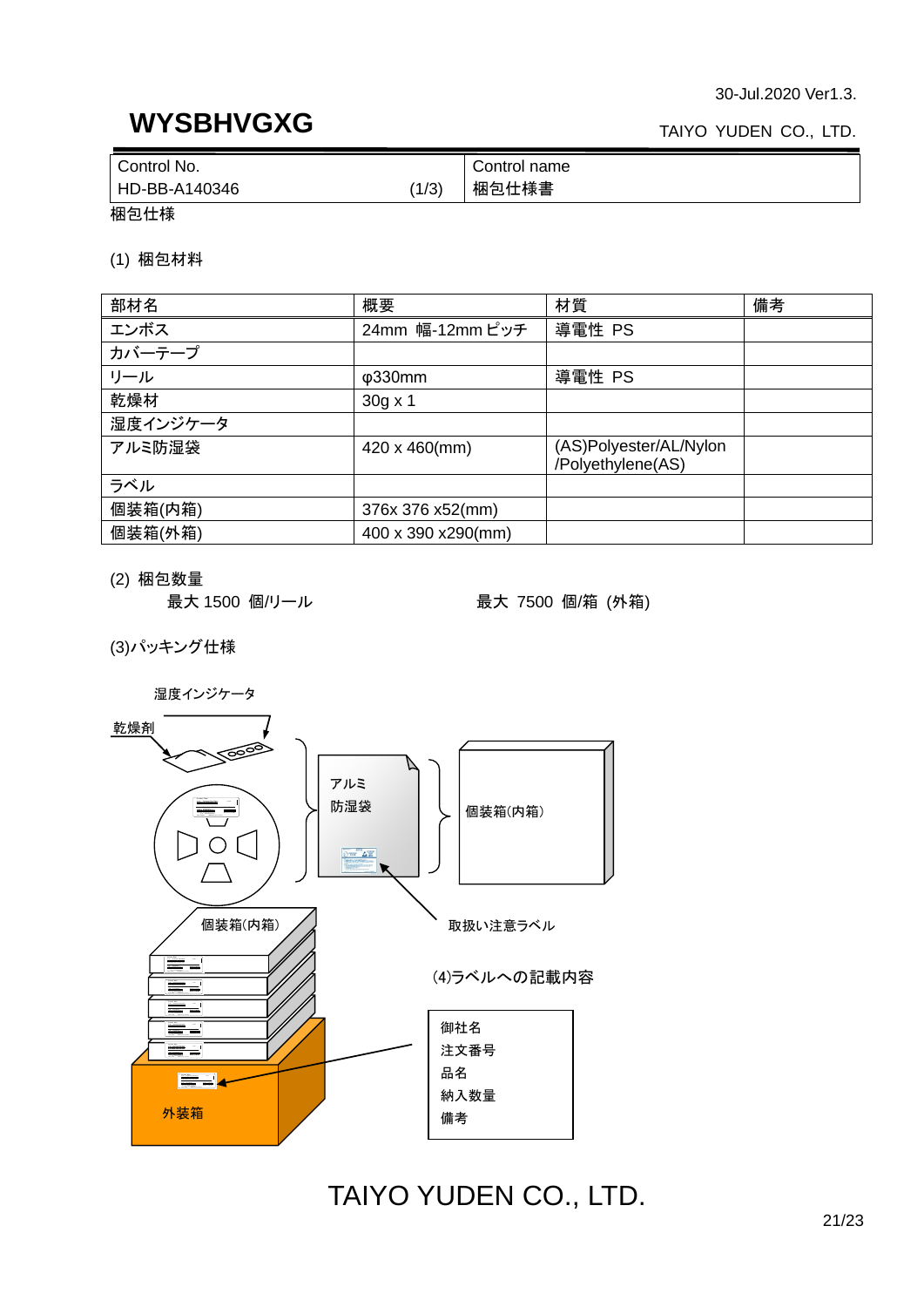**WYSBHVGXG**

30-Jul.2020 Ver1.3.

TAIYO YUDEN CO., LTD.

| Control No. | Control name |
|---|---|
| HD-BB-A140346 (1/3) | 梱包仕様書 |

梱包仕様

(1) 梱包材料

| 部材名 | 概要 | 材質 | 備考 |
|---|---|---|---|
| エンボス | 24mm 幅-12mm ピッチ | 導電性 PS | |
| カバーテープ | | | |
| リール | φ330mm | 導電性 PS | |
| 乾燥材 | 30g x 1 | | |
| 湿度インジケータ | | | |
| アルミ防湿袋 | 420 x 460(mm) | (AS)Polyester/AL/Nylon /Polyethylene(AS) | |
| ラベル | | | |
| 個装箱(内箱) | 376x 376 x52(mm) | | |
| 個装箱(外箱) | 400 x 390 x290(mm) | | |

(2) 梱包数量

最大 1500 個/リール　　　　最大 7500 個/箱 (外箱)

(3)パッキング仕様

湿度インジケータ

乾燥剤

アルミ防湿袋

個装箱(内箱)

取扱い注意ラベル

個装箱(内箱)

外装箱

(4)ラベルへの記載内容

御社名
注文番号
品名
納入数量
備考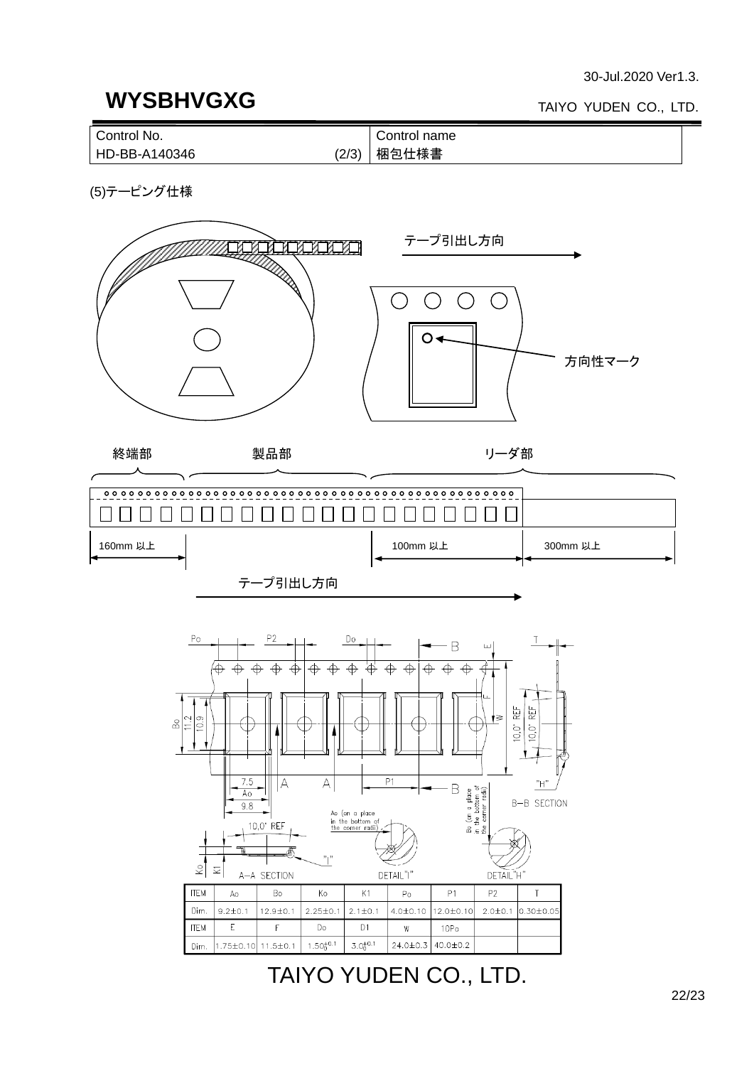**WYSBHVGXG**

TAIYO YUDEN CO., LTD.

30-Jul.2020 Ver1.3.

| Control No. | Control name |
|---|---|
| HD-BB-A140346 (2/3) | 梱包仕様書 |

(5)テーピング仕様

テープ引出し方向

方向性マーク

終端部　製品部　リーダ部

160mm 以上　100mm 以上　300mm 以上

テープ引出し方向

| ITEM | Ao | Bo | Ko | K1 | Po | P1 | P2 | T |
|---|---|---|---|---|---|---|---|---|
| Dim. | 9.2±0.1 | 12.9±0.1 | 2.25±0.1 | 2.1±0.1 | 4.0±0.10 | 12.0±0.10 | 2.0±0.1 | 0.30±0.05 |
| ITEM | E | F | Do | D1 | W | 10Po | | |
| Dim. | 1.75±0.10 | 11.5±0.1 | $1.50^{+0.1}_{0}$ | $3.0^{+0.1}_{0}$ | 24.0±0.3 | 40.0±0.2 | | |

TAIYO YUDEN CO., LTD.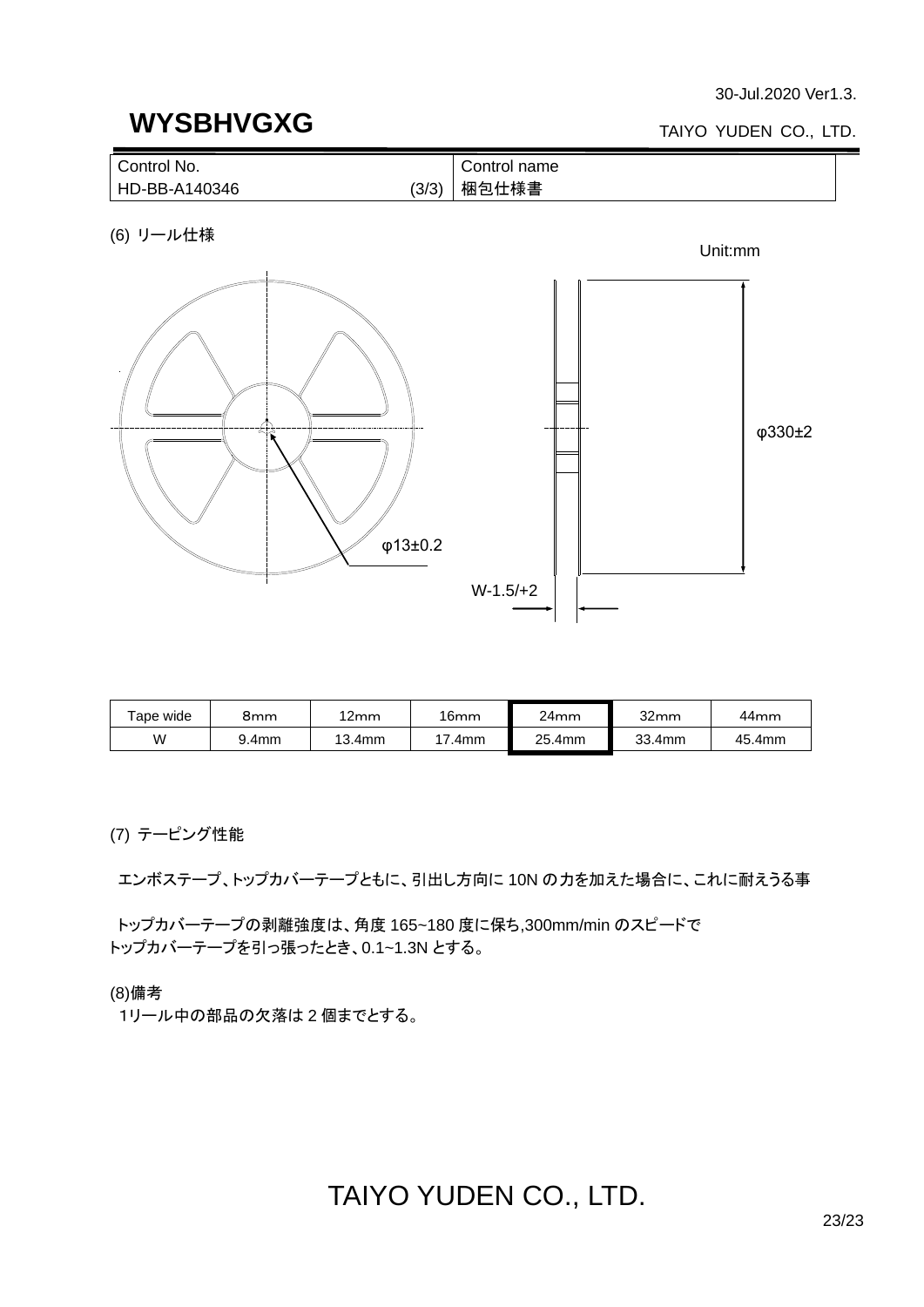| Control No. | Control name |
|---|---|
| HD-BB-A140346 (3/3) | 梱包仕様書 |

(6) リール仕様

Unit:mm

φ330±2

φ13±0.2

W-1.5/+2

| Tape wide | 8mm | 12mm | 16mm | 24mm | 32mm | 44mm |
|---|---|---|---|---|---|---|
| W | 9.4mm | 13.4mm | 17.4mm | 25.4mm | 33.4mm | 45.4mm |

(7) テーピング性能

エンボステープ、トップカバーテープともに、引出し方向に 10N の力を加えた場合に、これに耐えうる事

トップカバーテープの剥離強度は、角度 165~180 度に保ち,300mm/min のスピードでトップカバーテープを引っ張ったとき、0.1~1.3N とする。

(8)備考

1リール中の部品の欠落は 2 個までとする。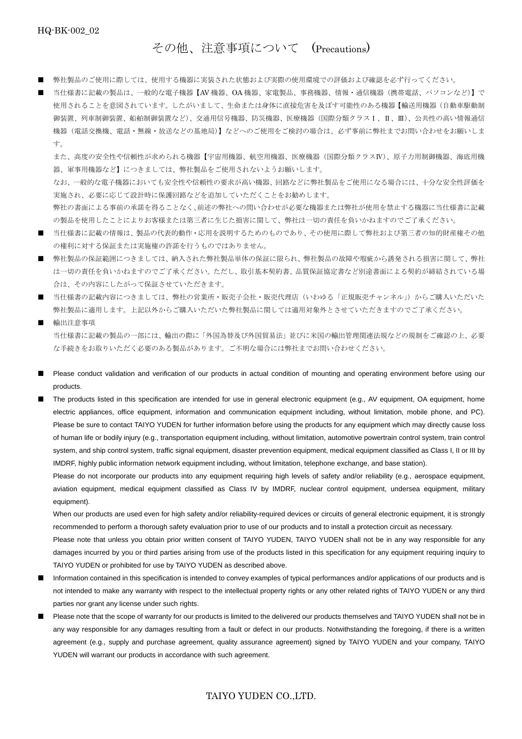# その他、注意事項について　(Precautions)

- ■ 弊社製品のご使用に際しては、使用する機器に実装された状態および実際の使用環境での評価および確認を必ず行ってください。
- ■ 当仕様書に記載の製品は、一般的な電子機器【AV 機器、OA 機器、家電製品、事務機器、情報・通信機器（携帯電話、パソコンなど）】で使用されることを意図されています。したがいまして、生命または身体に直接危害を及ぼす可能性のある機器【輸送用機器（自動車駆動制御装置、列車制御装置、船舶制御装置など）、交通用信号機器、防災機器、医療機器（国際分類クラスⅠ、Ⅱ、Ⅲ）、公共性の高い情報通信機器（電話交換機、電話・無線・放送などの基地局）】などへのご使用をご検討の場合は、必ず事前に弊社までお問い合わせをお願いします。

  また、高度の安全性や信頼性が求められる機器【宇宙用機器、航空用機器、医療機器（国際分類クラスⅣ）、原子力用制御機器、海底用機器、軍事用機器など】につきましては、弊社製品をご使用されないようお願いします。

  なお、一般的な電子機器においても安全性や信頼性の要求が高い機器、回路などに弊社製品をご使用になる場合には、十分な安全性評価を実施され、必要に応じて設計時に保護回路などを追加していただくことをお勧めします。

  弊社の書面による事前の承諾を得ることなく、前述の弊社への問い合わせが必要な機器または弊社が使用を禁止する機器に当仕様書に記載の製品を使用したことによりお客様または第三者に生じた損害に関して、弊社は一切の責任を負いかねますのでご了承ください。
- ■ 当仕様書に記載の情報は、製品の代表的動作・応用を説明するためのものであり、その使用に際して弊社および第三者の知的財産権その他の権利に対する保証または実施権の許諾を行うものではありません。
- ■ 弊社製品の保証範囲につきましては、納入された弊社製品単体の保証に限られ、弊社製品の故障や瑕疵から誘発される損害に関して、弊社は一切の責任を負いかねますのでご了承ください。ただし、取引基本契約書、品質保証協定書など別途書面による契約が締結されている場合は、その内容にしたがって保証させていただきます。
- ■ 当仕様書の記載内容につきましては、弊社の営業所・販売子会社・販売代理店（いわゆる「正規販売チャンネル」）からご購入いただいた弊社製品に適用します。上記以外からご購入いただいた弊社製品に関しては適用対象外とさせていただきますのでご了承ください。
- ■ 輸出注意事項

  当仕様書に記載の製品の一部には、輸出の際に「外国為替及び外国貿易法」並びに米国の輸出管理関連法規などの規制をご確認の上、必要な手続きをお取りいただく必要のある製品があります。ご不明な場合には弊社までお問い合わせください。

- ■ Please conduct validation and verification of our products in actual condition of mounting and operating environment before using our products.
- ■ The products listed in this specification are intended for use in general electronic equipment (e.g., AV equipment, OA equipment, home electric appliances, office equipment, information and communication equipment including, without limitation, mobile phone, and PC). Please be sure to contact TAIYO YUDEN for further information before using the products for any equipment which may directly cause loss of human life or bodily injury (e.g., transportation equipment including, without limitation, automotive powertrain control system, train control system, and ship control system, traffic signal equipment, disaster prevention equipment, medical equipment classified as Class I, II or III by IMDRF, highly public information network equipment including, without limitation, telephone exchange, and base station).

  Please do not incorporate our products into any equipment requiring high levels of safety and/or reliability (e.g., aerospace equipment, aviation equipment, medical equipment classified as Class IV by IMDRF, nuclear control equipment, undersea equipment, military equipment).

  When our products are used even for high safety and/or reliability-required devices or circuits of general electronic equipment, it is strongly recommended to perform a thorough safety evaluation prior to use of our products and to install a protection circuit as necessary.

  Please note that unless you obtain prior written consent of TAIYO YUDEN, TAIYO YUDEN shall not be in any way responsible for any damages incurred by you or third parties arising from use of the products listed in this specification for any equipment requiring inquiry to TAIYO YUDEN or prohibited for use by TAIYO YUDEN as described above.
- ■ Information contained in this specification is intended to convey examples of typical performances and/or applications of our products and is not intended to make any warranty with respect to the intellectual property rights or any other related rights of TAIYO YUDEN or any third parties nor grant any license under such rights.
- ■ Please note that the scope of warranty for our products is limited to the delivered our products themselves and TAIYO YUDEN shall not be in any way responsible for any damages resulting from a fault or defect in our products. Notwithstanding the foregoing, if there is a written agreement (e.g., supply and purchase agreement, quality assurance agreement) signed by TAIYO YUDEN and your company, TAIYO YUDEN will warrant our products in accordance with such agreement.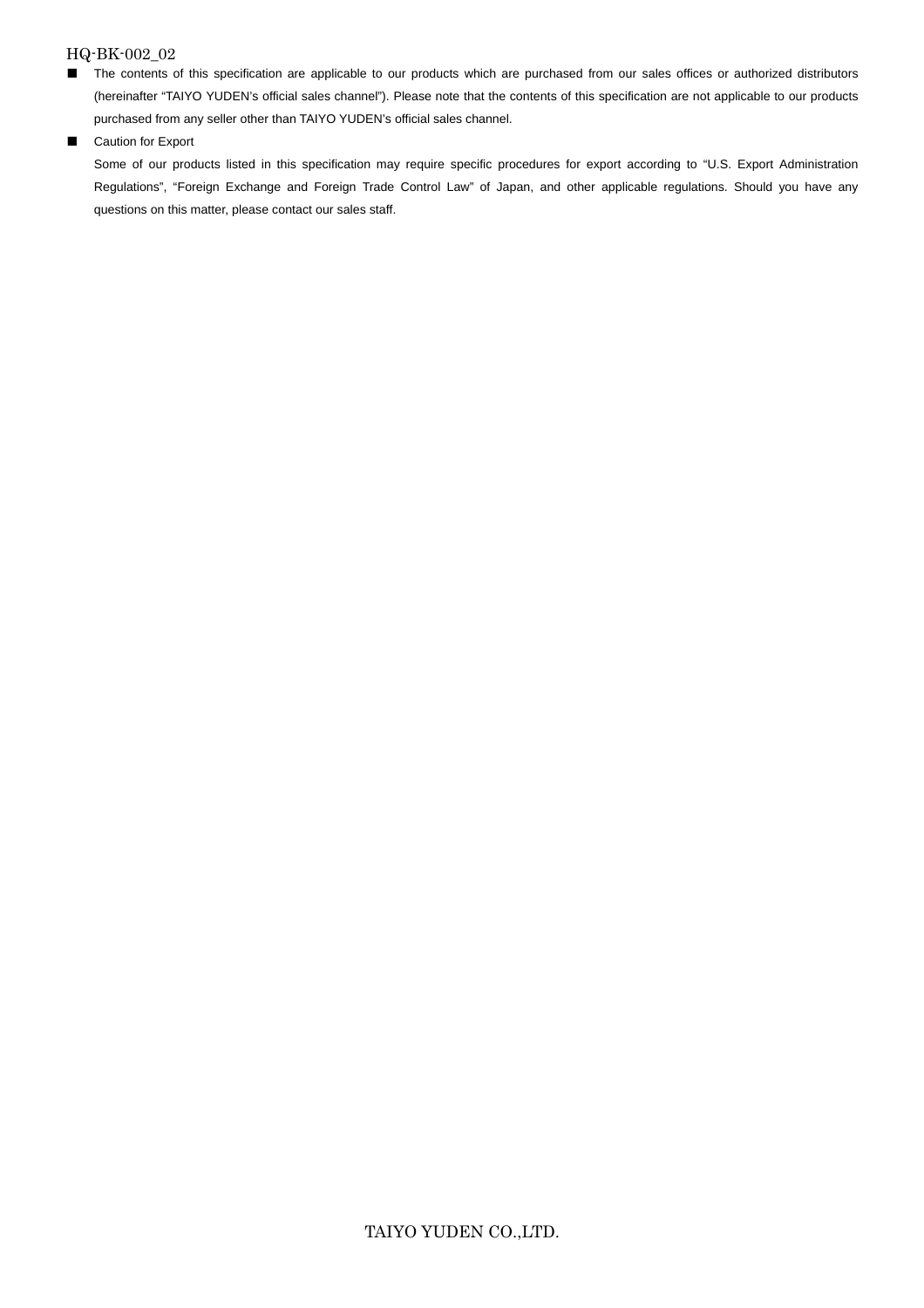HQ-BK-002_02

- The contents of this specification are applicable to our products which are purchased from our sales offices or authorized distributors (hereinafter "TAIYO YUDEN's official sales channel"). Please note that the contents of this specification are not applicable to our products purchased from any seller other than TAIYO YUDEN's official sales channel.
- Caution for Export

  Some of our products listed in this specification may require specific procedures for export according to "U.S. Export Administration Regulations", "Foreign Exchange and Foreign Trade Control Law" of Japan, and other applicable regulations. Should you have any questions on this matter, please contact our sales staff.

TAIYO YUDEN CO.,LTD.